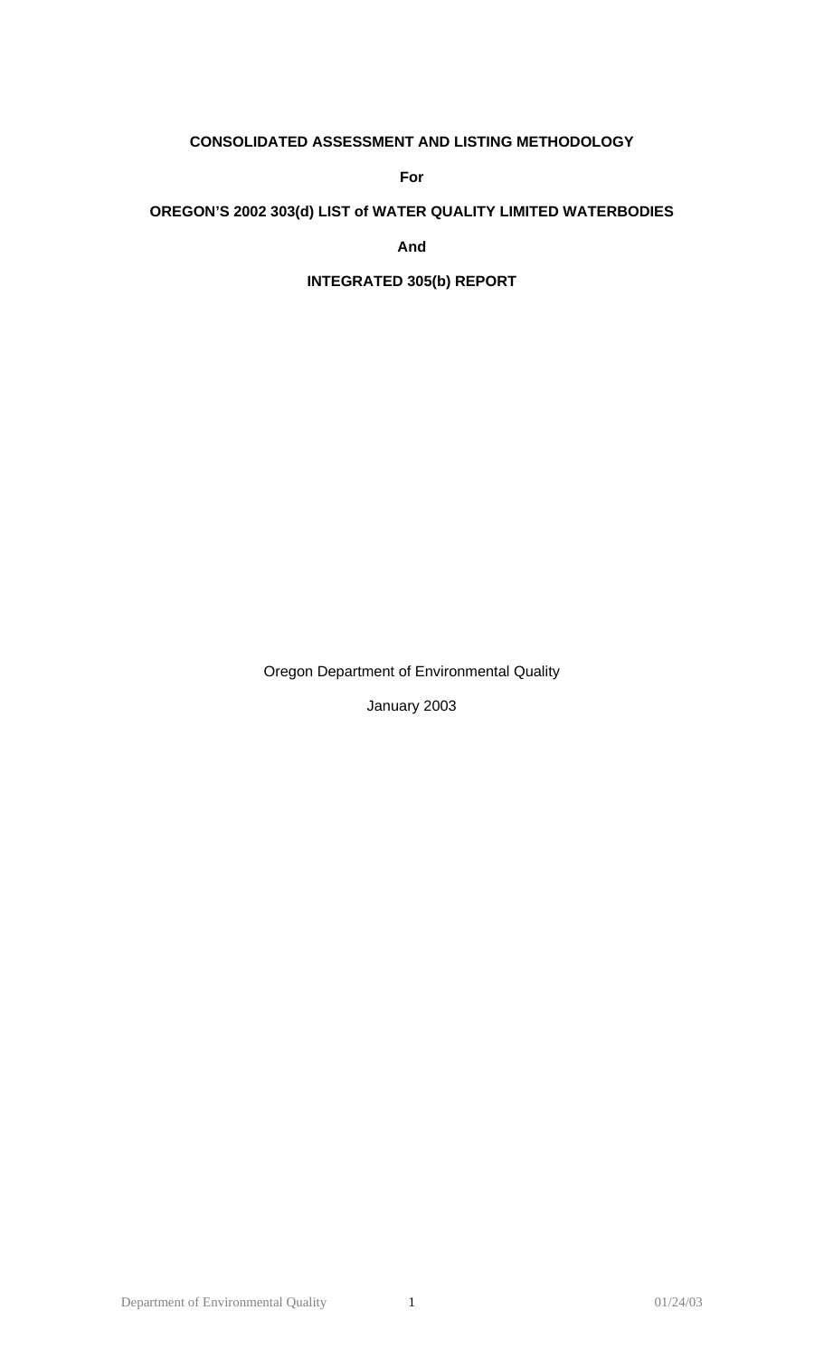**CONSOLIDATED ASSESSMENT AND LISTING METHODOLOGY**

**For**

**OREGON'S 2002 303(d) LIST of WATER QUALITY LIMITED WATERBODIES**

**And**

**INTEGRATED 305(b) REPORT**

Oregon Department of Environmental Quality

January 2003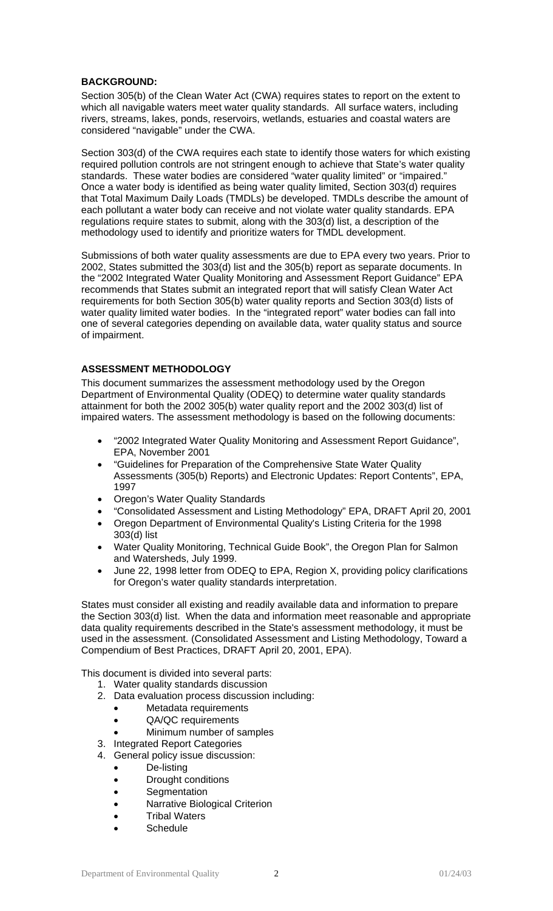**BACKGROUND:**

Section 305(b) of the Clean Water Act (CWA) requires states to report on the extent to which all navigable waters meet water quality standards. All surface waters, including rivers, streams, lakes, ponds, reservoirs, wetlands, estuaries and coastal waters are considered "navigable" under the CWA.

Section 303(d) of the CWA requires each state to identify those waters for which existing required pollution controls are not stringent enough to achieve that State's water quality standards. These water bodies are considered "water quality limited" or "impaired." Once a water body is identified as being water quality limited, Section 303(d) requires that Total Maximum Daily Loads (TMDLs) be developed. TMDLs describe the amount of each pollutant a water body can receive and not violate water quality standards. EPA regulations require states to submit, along with the 303(d) list, a description of the methodology used to identify and prioritize waters for TMDL development.

Submissions of both water quality assessments are due to EPA every two years. Prior to 2002, States submitted the 303(d) list and the 305(b) report as separate documents. In the "2002 Integrated Water Quality Monitoring and Assessment Report Guidance" EPA recommends that States submit an integrated report that will satisfy Clean Water Act requirements for both Section 305(b) water quality reports and Section 303(d) lists of water quality limited water bodies. In the "integrated report" water bodies can fall into one of several categories depending on available data, water quality status and source of impairment.

**ASSESSMENT METHODOLOGY**

This document summarizes the assessment methodology used by the Oregon Department of Environmental Quality (ODEQ) to determine water quality standards attainment for both the 2002 305(b) water quality report and the 2002 303(d) list of impaired waters. The assessment methodology is based on the following documents:

- "2002 Integrated Water Quality Monitoring and Assessment Report Guidance", EPA, November 2001
- "Guidelines for Preparation of the Comprehensive State Water Quality Assessments (305(b) Reports) and Electronic Updates: Report Contents", EPA, 1997
- Oregon's Water Quality Standards
- "Consolidated Assessment and Listing Methodology" EPA, DRAFT April 20, 2001
- Oregon Department of Environmental Quality's Listing Criteria for the 1998 303(d) list
- Water Quality Monitoring, Technical Guide Book", the Oregon Plan for Salmon and Watersheds, July 1999.
- June 22, 1998 letter from ODEQ to EPA, Region X, providing policy clarifications for Oregon's water quality standards interpretation.

States must consider all existing and readily available data and information to prepare the Section 303(d) list. When the data and information meet reasonable and appropriate data quality requirements described in the State's assessment methodology, it must be used in the assessment. (Consolidated Assessment and Listing Methodology, Toward a Compendium of Best Practices, DRAFT April 20, 2001, EPA).

This document is divided into several parts:

1. Water quality standards discussion
2. Data evaluation process discussion including:
   - Metadata requirements
   - QA/QC requirements
   - Minimum number of samples
3. Integrated Report Categories
4. General policy issue discussion:
   - De-listing
   - Drought conditions
   - Segmentation
   - Narrative Biological Criterion
   - Tribal Waters
   - Schedule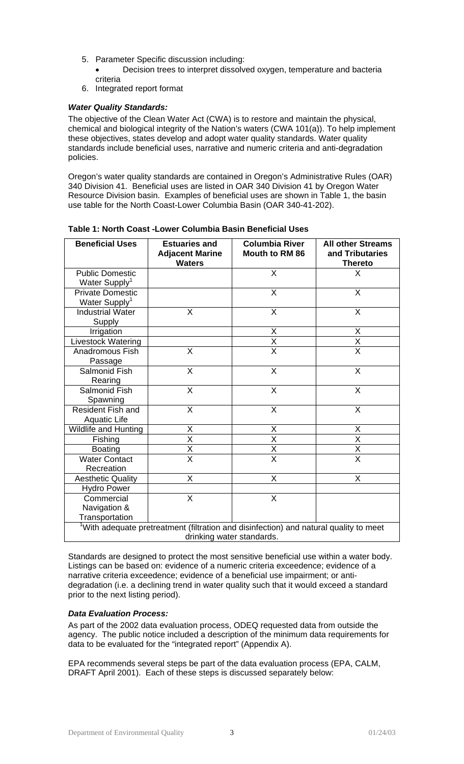5. Parameter Specific discussion including:
   - Decision trees to interpret dissolved oxygen, temperature and bacteria criteria
6. Integrated report format

***Water Quality Standards:***

The objective of the Clean Water Act (CWA) is to restore and maintain the physical, chemical and biological integrity of the Nation's waters (CWA 101(a)). To help implement these objectives, states develop and adopt water quality standards. Water quality standards include beneficial uses, narrative and numeric criteria and anti-degradation policies.

Oregon's water quality standards are contained in Oregon's Administrative Rules (OAR) 340 Division 41. Beneficial uses are listed in OAR 340 Division 41 by Oregon Water Resource Division basin. Examples of beneficial uses are shown in Table 1, the basin use table for the North Coast-Lower Columbia Basin (OAR 340-41-202).

**Table 1: North Coast -Lower Columbia Basin Beneficial Uses**

| Beneficial Uses | Estuaries and Adjacent Marine Waters | Columbia River Mouth to RM 86 | All other Streams and Tributaries Thereto |
|---|---|---|---|
| Public Domestic Water Supply[1] | | X | X |
| Private Domestic Water Supply[1] | | X | X |
| Industrial Water Supply | X | X | X |
| Irrigation | | X | X |
| Livestock Watering | | X | X |
| Anadromous Fish Passage | X | X | X |
| Salmonid Fish Rearing | X | X | X |
| Salmonid Fish Spawning | X | X | X |
| Resident Fish and Aquatic Life | X | X | X |
| Wildlife and Hunting | X | X | X |
| Fishing | X | X | X |
| Boating | X | X | X |
| Water Contact Recreation | X | X | X |
| Aesthetic Quality | X | X | X |
| Hydro Power | | | |
| Commercial Navigation & Transportation | X | X | |

[1]With adequate pretreatment (filtration and disinfection) and natural quality to meet drinking water standards.

Standards are designed to protect the most sensitive beneficial use within a water body. Listings can be based on: evidence of a numeric criteria exceedence; evidence of a narrative criteria exceedence; evidence of a beneficial use impairment; or anti-degradation (i.e. a declining trend in water quality such that it would exceed a standard prior to the next listing period).

***Data Evaluation Process:***

As part of the 2002 data evaluation process, ODEQ requested data from outside the agency. The public notice included a description of the minimum data requirements for data to be evaluated for the "integrated report" (Appendix A).

EPA recommends several steps be part of the data evaluation process (EPA, CALM, DRAFT April 2001). Each of these steps is discussed separately below: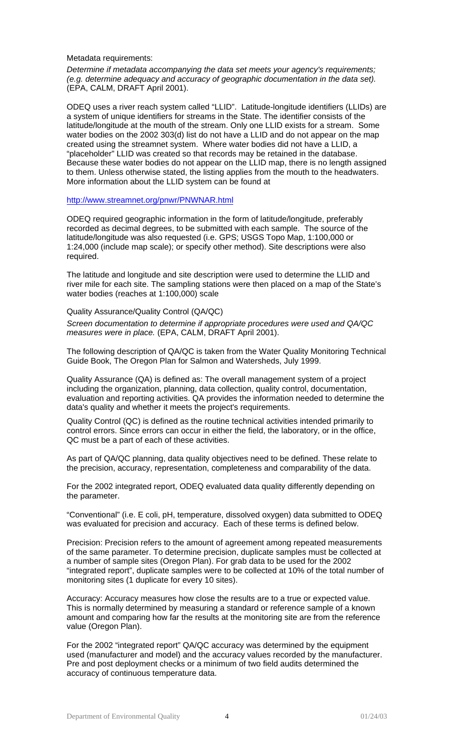Metadata requirements:

*Determine if metadata accompanying the data set meets your agency's requirements; (e.g. determine adequacy and accuracy of geographic documentation in the data set).* (EPA, CALM, DRAFT April 2001).

ODEQ uses a river reach system called "LLID". Latitude-longitude identifiers (LLIDs) are a system of unique identifiers for streams in the State. The identifier consists of the latitude/longitude at the mouth of the stream. Only one LLID exists for a stream. Some water bodies on the 2002 303(d) list do not have a LLID and do not appear on the map created using the streamnet system. Where water bodies did not have a LLID, a "placeholder" LLID was created so that records may be retained in the database. Because these water bodies do not appear on the LLID map, there is no length assigned to them. Unless otherwise stated, the listing applies from the mouth to the headwaters. More information about the LLID system can be found at

http://www.streamnet.org/pnwr/PNWNAR.html

ODEQ required geographic information in the form of latitude/longitude, preferably recorded as decimal degrees, to be submitted with each sample. The source of the latitude/longitude was also requested (i.e. GPS; USGS Topo Map, 1:100,000 or 1:24,000 (include map scale); or specify other method). Site descriptions were also required.

The latitude and longitude and site description were used to determine the LLID and river mile for each site. The sampling stations were then placed on a map of the State's water bodies (reaches at 1:100,000) scale

Quality Assurance/Quality Control (QA/QC)

*Screen documentation to determine if appropriate procedures were used and QA/QC measures were in place.* (EPA, CALM, DRAFT April 2001).

The following description of QA/QC is taken from the Water Quality Monitoring Technical Guide Book, The Oregon Plan for Salmon and Watersheds, July 1999.

Quality Assurance (QA) is defined as: The overall management system of a project including the organization, planning, data collection, quality control, documentation, evaluation and reporting activities. QA provides the information needed to determine the data's quality and whether it meets the project's requirements.

Quality Control (QC) is defined as the routine technical activities intended primarily to control errors. Since errors can occur in either the field, the laboratory, or in the office, QC must be a part of each of these activities.

As part of QA/QC planning, data quality objectives need to be defined. These relate to the precision, accuracy, representation, completeness and comparability of the data.

For the 2002 integrated report, ODEQ evaluated data quality differently depending on the parameter.

"Conventional" (i.e. E coli, pH, temperature, dissolved oxygen) data submitted to ODEQ was evaluated for precision and accuracy. Each of these terms is defined below.

Precision: Precision refers to the amount of agreement among repeated measurements of the same parameter. To determine precision, duplicate samples must be collected at a number of sample sites (Oregon Plan). For grab data to be used for the 2002 "integrated report", duplicate samples were to be collected at 10% of the total number of monitoring sites (1 duplicate for every 10 sites).

Accuracy: Accuracy measures how close the results are to a true or expected value. This is normally determined by measuring a standard or reference sample of a known amount and comparing how far the results at the monitoring site are from the reference value (Oregon Plan).

For the 2002 "integrated report" QA/QC accuracy was determined by the equipment used (manufacturer and model) and the accuracy values recorded by the manufacturer. Pre and post deployment checks or a minimum of two field audits determined the accuracy of continuous temperature data.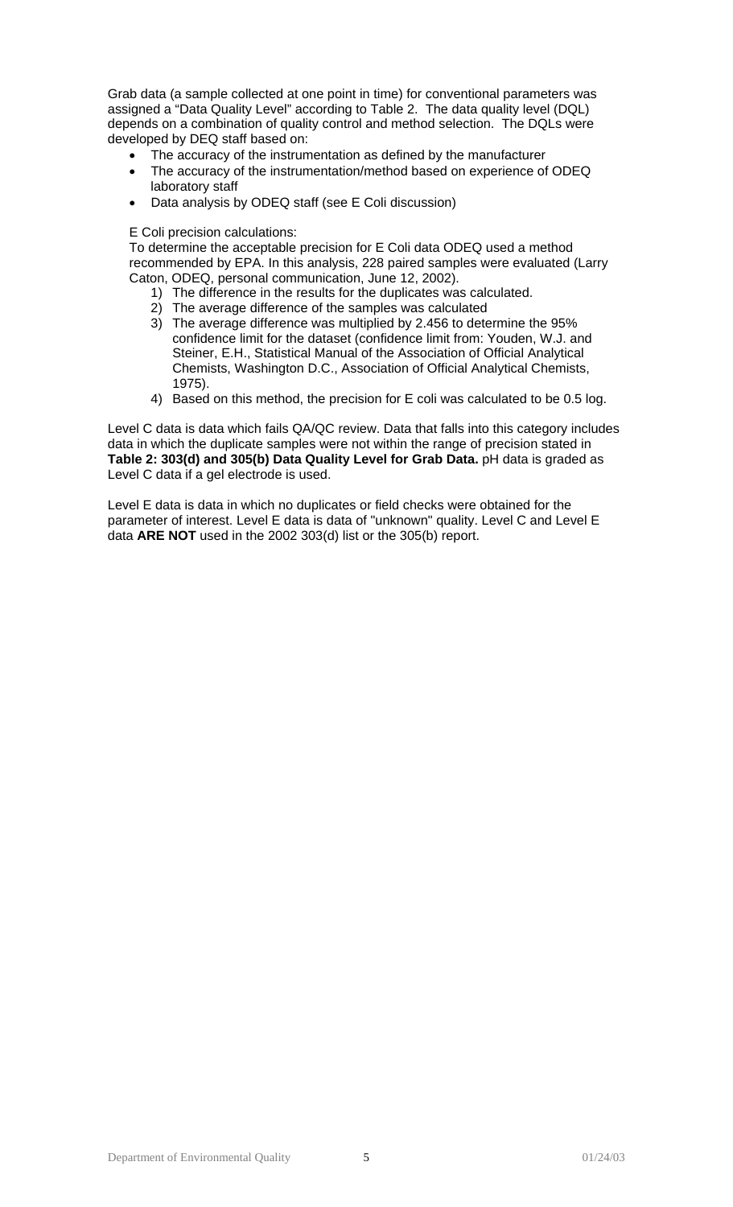Grab data (a sample collected at one point in time) for conventional parameters was assigned a "Data Quality Level" according to Table 2. The data quality level (DQL) depends on a combination of quality control and method selection. The DQLs were developed by DEQ staff based on:

- The accuracy of the instrumentation as defined by the manufacturer
- The accuracy of the instrumentation/method based on experience of ODEQ laboratory staff
- Data analysis by ODEQ staff (see E Coli discussion)

E Coli precision calculations:
To determine the acceptable precision for E Coli data ODEQ used a method recommended by EPA. In this analysis, 228 paired samples were evaluated (Larry Caton, ODEQ, personal communication, June 12, 2002).

1) The difference in the results for the duplicates was calculated.
2) The average difference of the samples was calculated
3) The average difference was multiplied by 2.456 to determine the 95% confidence limit for the dataset (confidence limit from: Youden, W.J. and Steiner, E.H., Statistical Manual of the Association of Official Analytical Chemists, Washington D.C., Association of Official Analytical Chemists, 1975).
4) Based on this method, the precision for E coli was calculated to be 0.5 log.

Level C data is data which fails QA/QC review. Data that falls into this category includes data in which the duplicate samples were not within the range of precision stated in **Table 2: 303(d) and 305(b) Data Quality Level for Grab Data.** pH data is graded as Level C data if a gel electrode is used.

Level E data is data in which no duplicates or field checks were obtained for the parameter of interest. Level E data is data of "unknown" quality. Level C and Level E data **ARE NOT** used in the 2002 303(d) list or the 305(b) report.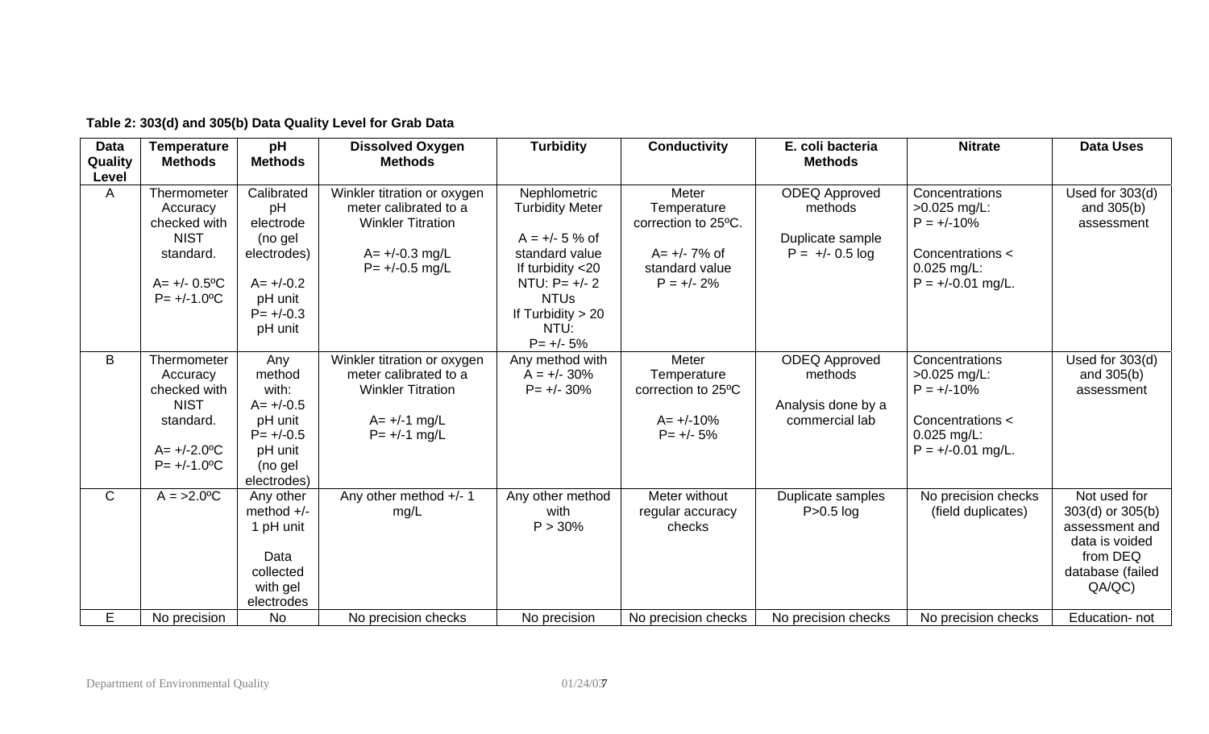**Table 2: 303(d) and 305(b) Data Quality Level for Grab Data**

| Data Quality Level | Temperature Methods | pH Methods | Dissolved Oxygen Methods | Turbidity | Conductivity | E. coli bacteria Methods | Nitrate | Data Uses |
|---|---|---|---|---|---|---|---|---|
| A | Thermometer Accuracy checked with NIST standard. A= +/- 0.5ºC P= +/-1.0ºC | Calibrated pH electrode (no gel electrodes) A= +/-0.2 pH unit P= +/-0.3 pH unit | Winkler titration or oxygen meter calibrated to a Winkler Titration A= +/-0.3 mg/L P= +/-0.5 mg/L | Nephlometric Turbidity Meter A = +/- 5 % of standard value If turbidity <20 NTU: P= +/- 2 NTUs If Turbidity > 20 NTU: P= +/- 5% | Meter Temperature correction to 25ºC. A= +/- 7% of standard value P = +/- 2% | ODEQ Approved methods Duplicate sample P = +/- 0.5 log | Concentrations >0.025 mg/L: P = +/-10% Concentrations < 0.025 mg/L: P = +/-0.01 mg/L. | Used for 303(d) and 305(b) assessment |
| B | Thermometer Accuracy checked with NIST standard. A= +/-2.0ºC P= +/-1.0ºC | Any method with: A= +/-0.5 pH unit P= +/-0.5 pH unit (no gel electrodes) | Winkler titration or oxygen meter calibrated to a Winkler Titration A= +/-1 mg/L P= +/-1 mg/L | Any method with A = +/- 30% P= +/- 30% | Meter Temperature correction to 25ºC A= +/-10% P= +/- 5% | ODEQ Approved methods Analysis done by a commercial lab | Concentrations >0.025 mg/L: P = +/-10% Concentrations < 0.025 mg/L: P = +/-0.01 mg/L. | Used for 303(d) and 305(b) assessment |
| C | A = >2.0ºC | Any other method +/- 1 pH unit Data collected with gel electrodes | Any other method +/- 1 mg/L | Any other method with P > 30% | Meter without regular accuracy checks | Duplicate samples P>0.5 log | No precision checks (field duplicates) | Not used for 303(d) or 305(b) assessment and data is voided from DEQ database (failed QA/QC) |
| E | No precision | No | No precision checks | No precision | No precision checks | No precision checks | No precision checks | Education- not |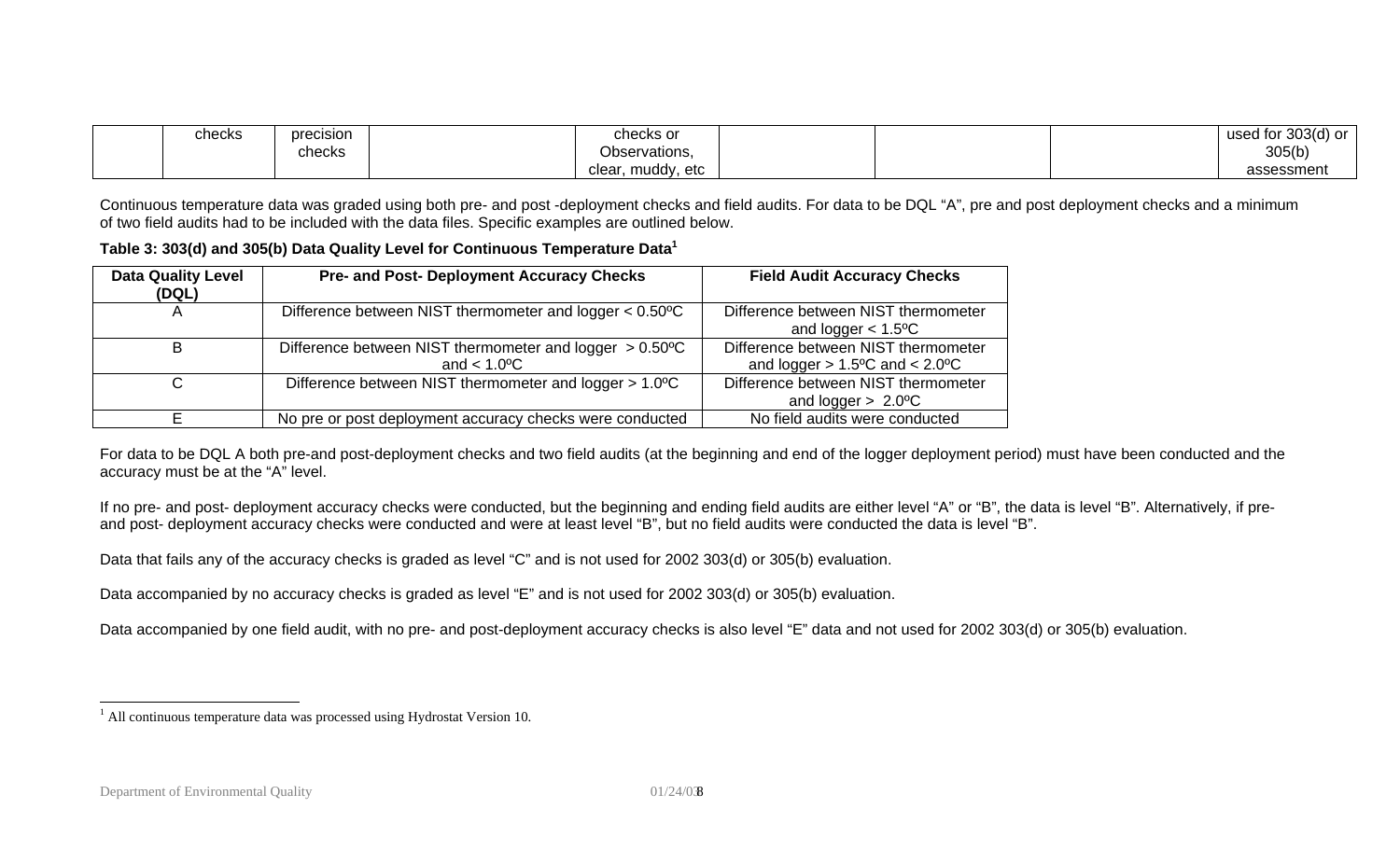| | checks | precision checks | | checks or Observations, clear, muddy, etc | | | | used for 303(d) or 305(b) assessment |
|---|---|---|---|---|---|---|---|---|

Continuous temperature data was graded using both pre- and post -deployment checks and field audits. For data to be DQL "A", pre and post deployment checks and a minimum of two field audits had to be included with the data files. Specific examples are outlined below.

**Table 3: 303(d) and 305(b) Data Quality Level for Continuous Temperature Data[1]**

| Data Quality Level (DQL) | Pre- and Post- Deployment Accuracy Checks | Field Audit Accuracy Checks |
|---|---|---|
| A | Difference between NIST thermometer and logger < 0.50ºC | Difference between NIST thermometer and logger < 1.5ºC |
| B | Difference between NIST thermometer and logger > 0.50ºC and < 1.0ºC | Difference between NIST thermometer and logger > 1.5ºC and < 2.0ºC |
| C | Difference between NIST thermometer and logger > 1.0ºC | Difference between NIST thermometer and logger > 2.0ºC |
| E | No pre or post deployment accuracy checks were conducted | No field audits were conducted |

For data to be DQL A both pre-and post-deployment checks and two field audits (at the beginning and end of the logger deployment period) must have been conducted and the accuracy must be at the "A" level.

If no pre- and post- deployment accuracy checks were conducted, but the beginning and ending field audits are either level "A" or "B", the data is level "B". Alternatively, if pre- and post- deployment accuracy checks were conducted and were at least level "B", but no field audits were conducted the data is level "B".

Data that fails any of the accuracy checks is graded as level "C" and is not used for 2002 303(d) or 305(b) evaluation.

Data accompanied by no accuracy checks is graded as level "E" and is not used for 2002 303(d) or 305(b) evaluation.

Data accompanied by one field audit, with no pre- and post-deployment accuracy checks is also level "E" data and not used for 2002 303(d) or 305(b) evaluation.

[1] All continuous temperature data was processed using Hydrostat Version 10.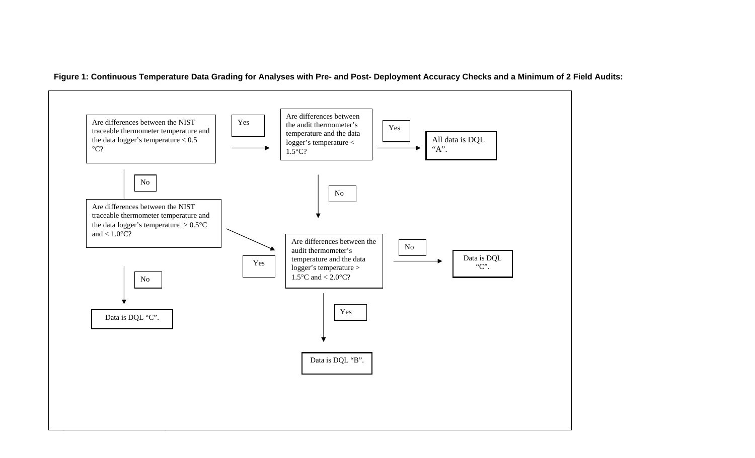**Figure 1: Continuous Temperature Data Grading for Analyses with Pre- and Post- Deployment Accuracy Checks and a Minimum of 2 Field Audits:**

Are differences between the NIST traceable thermometer temperature and the data logger's temperature < 0.5 °C?

Yes

Are differences between the audit thermometer's temperature and the data logger's temperature < 1.5°C?

Yes

All data is DQL "A".

No

No

Are differences between the NIST traceable thermometer temperature and the data logger's temperature > 0.5°C and < 1.0°C?

Yes

Are differences between the audit thermometer's temperature and the data logger's temperature > 1.5°C and < 2.0°C?

No

Data is DQL "C".

No

Data is DQL "C".

Yes

Data is DQL "B".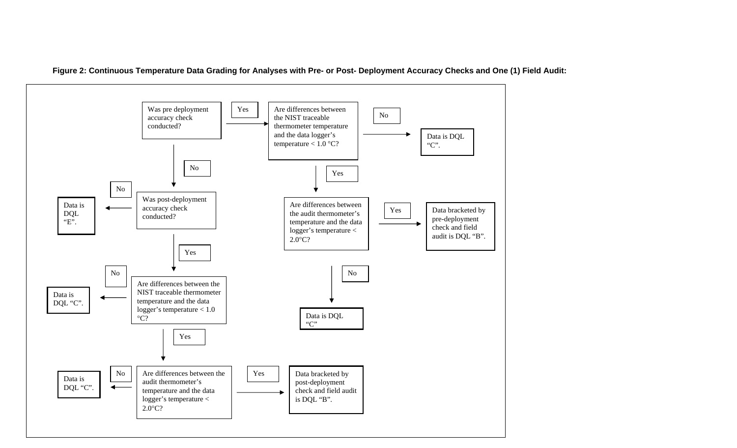**Figure 2: Continuous Temperature Data Grading for Analyses with Pre- or Post- Deployment Accuracy Checks and One (1) Field Audit:**

- Was pre deployment accuracy check conducted?
  - **Yes** → Are differences between the NIST traceable thermometer temperature and the data logger's temperature < 1.0 °C?
    - **No** → Data is DQL "C".
    - **Yes** → Are differences between the audit thermometer's temperature and the data logger's temperature < 2.0°C?
      - **Yes** → Data bracketed by pre-deployment check and field audit is DQL "B".
      - **No** → Data is DQL "C"
  - **No** → Was post-deployment accuracy check conducted?
    - **No** → Data is DQL "E".
    - **Yes** → Are differences between the NIST traceable thermometer temperature and the data logger's temperature < 1.0 °C?
      - **No** → Data is DQL "C".
      - **Yes** → Are differences between the audit thermometer's temperature and the data logger's temperature < 2.0°C?
        - **No** → Data is DQL "C".
        - **Yes** → Data bracketed by post-deployment check and field audit is DQL "B".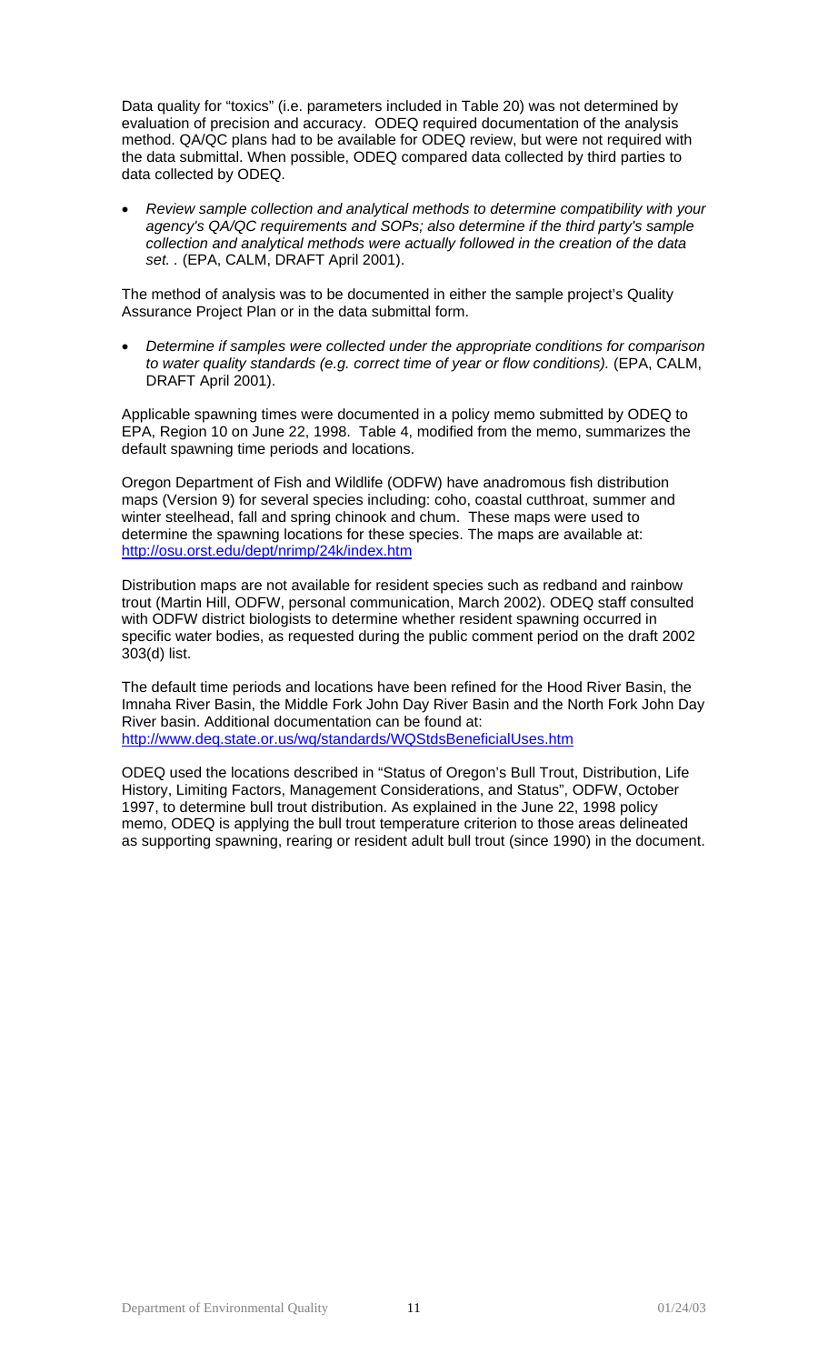Data quality for "toxics" (i.e. parameters included in Table 20) was not determined by evaluation of precision and accuracy. ODEQ required documentation of the analysis method. QA/QC plans had to be available for ODEQ review, but were not required with the data submittal. When possible, ODEQ compared data collected by third parties to data collected by ODEQ.

- *Review sample collection and analytical methods to determine compatibility with your agency's QA/QC requirements and SOPs; also determine if the third party's sample collection and analytical methods were actually followed in the creation of the data set. .* (EPA, CALM, DRAFT April 2001).

The method of analysis was to be documented in either the sample project's Quality Assurance Project Plan or in the data submittal form.

- *Determine if samples were collected under the appropriate conditions for comparison to water quality standards (e.g. correct time of year or flow conditions).* (EPA, CALM, DRAFT April 2001).

Applicable spawning times were documented in a policy memo submitted by ODEQ to EPA, Region 10 on June 22, 1998. Table 4, modified from the memo, summarizes the default spawning time periods and locations.

Oregon Department of Fish and Wildlife (ODFW) have anadromous fish distribution maps (Version 9) for several species including: coho, coastal cutthroat, summer and winter steelhead, fall and spring chinook and chum. These maps were used to determine the spawning locations for these species. The maps are available at: http://osu.orst.edu/dept/nrimp/24k/index.htm

Distribution maps are not available for resident species such as redband and rainbow trout (Martin Hill, ODFW, personal communication, March 2002). ODEQ staff consulted with ODFW district biologists to determine whether resident spawning occurred in specific water bodies, as requested during the public comment period on the draft 2002 303(d) list.

The default time periods and locations have been refined for the Hood River Basin, the Imnaha River Basin, the Middle Fork John Day River Basin and the North Fork John Day River basin. Additional documentation can be found at: http://www.deq.state.or.us/wq/standards/WQStdsBeneficialUses.htm

ODEQ used the locations described in "Status of Oregon's Bull Trout, Distribution, Life History, Limiting Factors, Management Considerations, and Status", ODFW, October 1997, to determine bull trout distribution. As explained in the June 22, 1998 policy memo, ODEQ is applying the bull trout temperature criterion to those areas delineated as supporting spawning, rearing or resident adult bull trout (since 1990) in the document.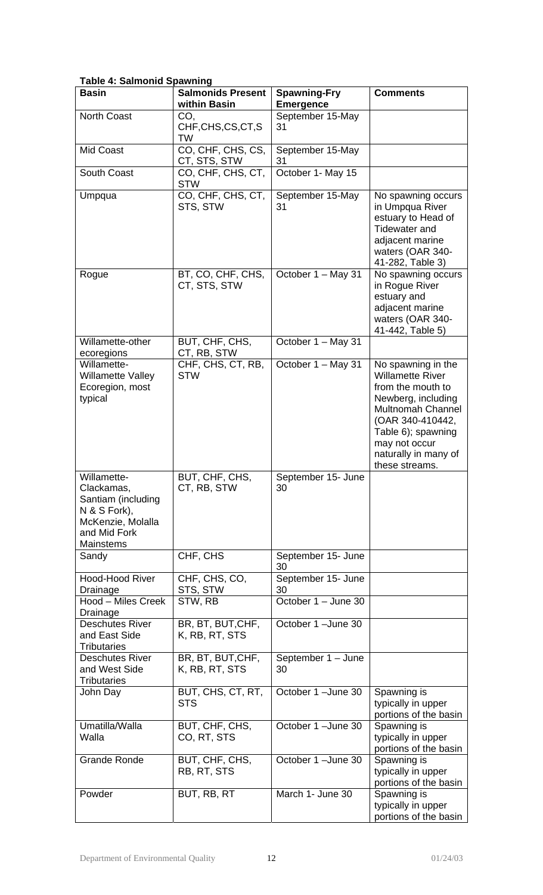**Table 4: Salmonid Spawning**

| Basin | Salmonids Present within Basin | Spawning-Fry Emergence | Comments |
|---|---|---|---|
| North Coast | CO, CHF,CHS,CS,CT,STW | September 15-May 31 | |
| Mid Coast | CO, CHF, CHS, CS, CT, STS, STW | September 15-May 31 | |
| South Coast | CO, CHF, CHS, CT, STW | October 1- May 15 | |
| Umpqua | CO, CHF, CHS, CT, STS, STW | September 15-May 31 | No spawning occurs in Umpqua River estuary to Head of Tidewater and adjacent marine waters (OAR 340-41-282, Table 3) |
| Rogue | BT, CO, CHF, CHS, CT, STS, STW | October 1 – May 31 | No spawning occurs in Rogue River estuary and adjacent marine waters (OAR 340-41-442, Table 5) |
| Willamette-other ecoregions | BUT, CHF, CHS, CT, RB, STW | October 1 – May 31 | |
| Willamette-Willamette Valley Ecoregion, most typical | CHF, CHS, CT, RB, STW | October 1 – May 31 | No spawning in the Willamette River from the mouth to Newberg, including Multnomah Channel (OAR 340-410442, Table 6); spawning may not occur naturally in many of these streams. |
| Willamette-Clackamas, Santiam (including N & S Fork), McKenzie, Molalla and Mid Fork Mainstems | BUT, CHF, CHS, CT, RB, STW | September 15- June 30 | |
| Sandy | CHF, CHS | September 15- June 30 | |
| Hood-Hood River Drainage | CHF, CHS, CO, STS, STW | September 15- June 30 | |
| Hood – Miles Creek Drainage | STW, RB | October 1 – June 30 | |
| Deschutes River and East Side Tributaries | BR, BT, BUT,CHF, K, RB, RT, STS | October 1 –June 30 | |
| Deschutes River and West Side Tributaries | BR, BT, BUT,CHF, K, RB, RT, STS | September 1 – June 30 | |
| John Day | BUT, CHS, CT, RT, STS | October 1 –June 30 | Spawning is typically in upper portions of the basin |
| Umatilla/Walla Walla | BUT, CHF, CHS, CO, RT, STS | October 1 –June 30 | Spawning is typically in upper portions of the basin |
| Grande Ronde | BUT, CHF, CHS, RB, RT, STS | October 1 –June 30 | Spawning is typically in upper portions of the basin |
| Powder | BUT, RB, RT | March 1- June 30 | Spawning is typically in upper portions of the basin |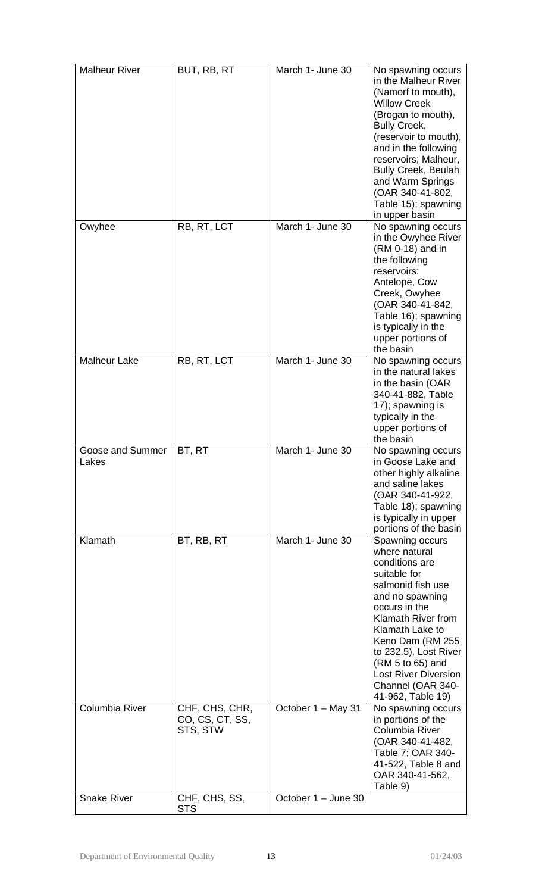| | | | |
|---|---|---|---|
| Malheur River | BUT, RB, RT | March 1- June 30 | No spawning occurs in the Malheur River (Namorf to mouth), Willow Creek (Brogan to mouth), Bully Creek, (reservoir to mouth), and in the following reservoirs; Malheur, Bully Creek, Beulah and Warm Springs (OAR 340-41-802, Table 15); spawning in upper basin |
| Owyhee | RB, RT, LCT | March 1- June 30 | No spawning occurs in the Owyhee River (RM 0-18) and in the following reservoirs: Antelope, Cow Creek, Owyhee (OAR 340-41-842, Table 16); spawning is typically in the upper portions of the basin |
| Malheur Lake | RB, RT, LCT | March 1- June 30 | No spawning occurs in the natural lakes in the basin (OAR 340-41-882, Table 17); spawning is typically in the upper portions of the basin |
| Goose and Summer Lakes | BT, RT | March 1- June 30 | No spawning occurs in Goose Lake and other highly alkaline and saline lakes (OAR 340-41-922, Table 18); spawning is typically in upper portions of the basin |
| Klamath | BT, RB, RT | March 1- June 30 | Spawning occurs where natural conditions are suitable for salmonid fish use and no spawning occurs in the Klamath River from Klamath Lake to Keno Dam (RM 255 to 232.5), Lost River (RM 5 to 65) and Lost River Diversion Channel (OAR 340-41-962, Table 19) |
| Columbia River | CHF, CHS, CHR, CO, CS, CT, SS, STS, STW | October 1 – May 31 | No spawning occurs in portions of the Columbia River (OAR 340-41-482, Table 7; OAR 340-41-522, Table 8 and OAR 340-41-562, Table 9) |
| Snake River | CHF, CHS, SS, STS | October 1 – June 30 | |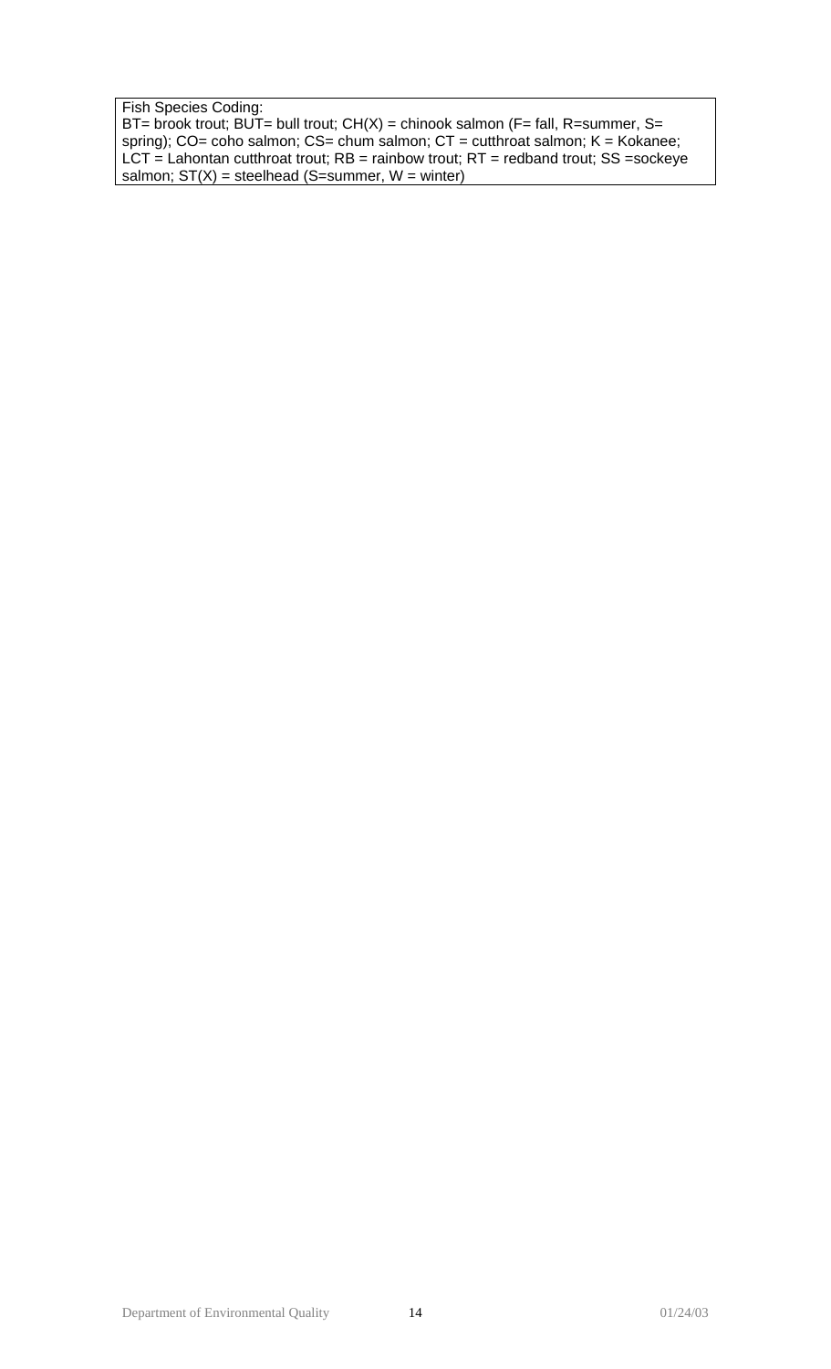Fish Species Coding:
BT= brook trout; BUT= bull trout; CH(X) = chinook salmon (F= fall, R=summer, S= spring); CO= coho salmon; CS= chum salmon; CT = cutthroat salmon; K = Kokanee; LCT = Lahontan cutthroat trout; RB = rainbow trout; RT = redband trout; SS =sockeye salmon; ST(X) = steelhead (S=summer, W = winter)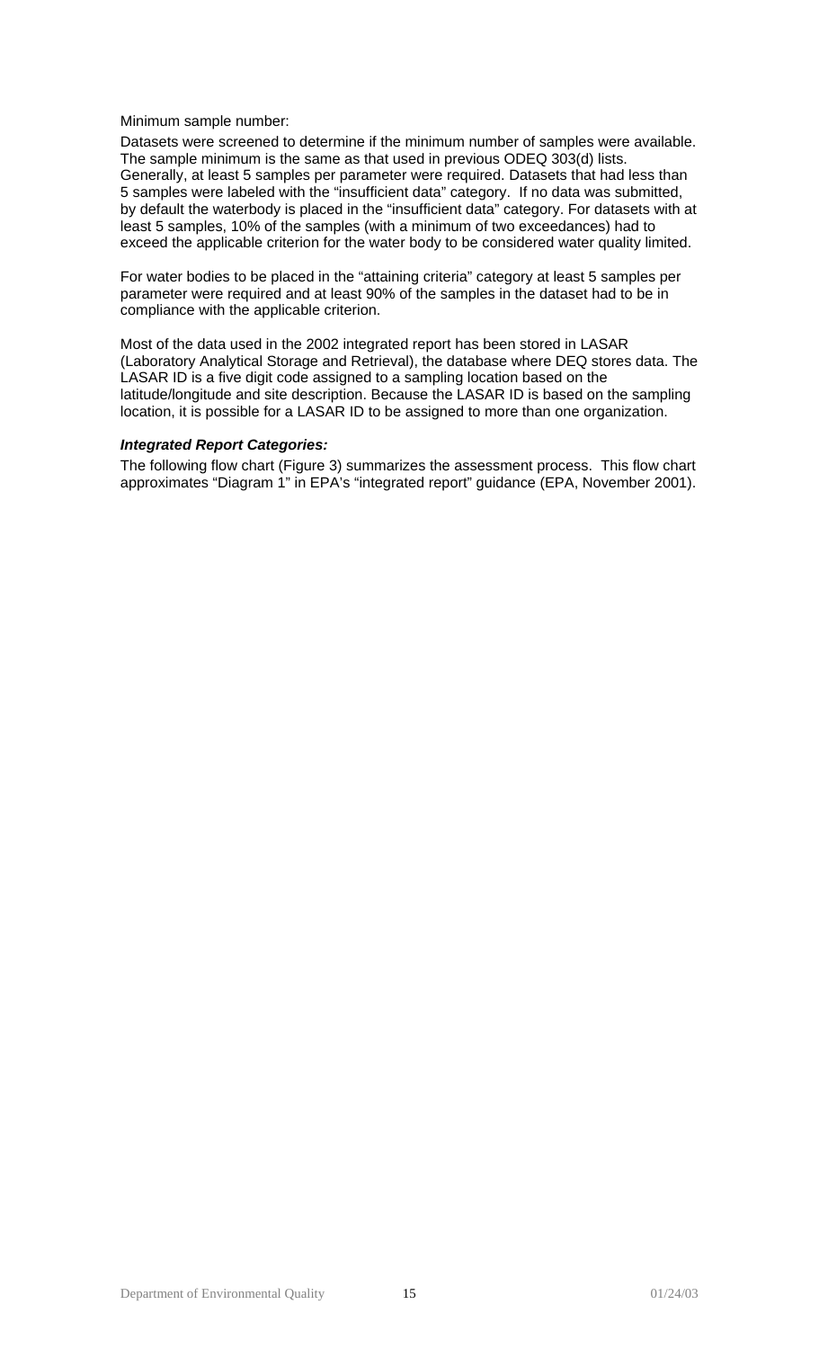Minimum sample number:

Datasets were screened to determine if the minimum number of samples were available. The sample minimum is the same as that used in previous ODEQ 303(d) lists. Generally, at least 5 samples per parameter were required. Datasets that had less than 5 samples were labeled with the "insufficient data" category. If no data was submitted, by default the waterbody is placed in the "insufficient data" category. For datasets with at least 5 samples, 10% of the samples (with a minimum of two exceedances) had to exceed the applicable criterion for the water body to be considered water quality limited.

For water bodies to be placed in the "attaining criteria" category at least 5 samples per parameter were required and at least 90% of the samples in the dataset had to be in compliance with the applicable criterion.

Most of the data used in the 2002 integrated report has been stored in LASAR (Laboratory Analytical Storage and Retrieval), the database where DEQ stores data. The LASAR ID is a five digit code assigned to a sampling location based on the latitude/longitude and site description. Because the LASAR ID is based on the sampling location, it is possible for a LASAR ID to be assigned to more than one organization.

***Integrated Report Categories:***

The following flow chart (Figure 3) summarizes the assessment process. This flow chart approximates "Diagram 1" in EPA's "integrated report" guidance (EPA, November 2001).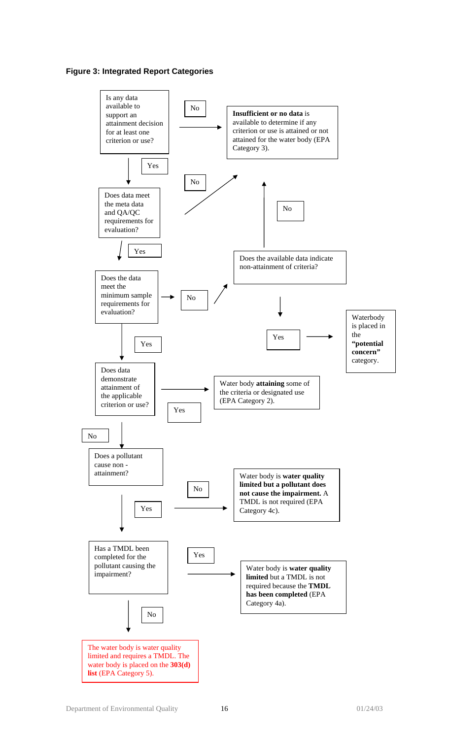**Figure 3: Integrated Report Categories**

Is any data available to support an attainment decision for at least one criterion or use?

No → **Insufficient or no data** is available to determine if any criterion or use is attained or not attained for the water body (EPA Category 3).

Yes

Does data meet the meta data and QA/QC requirements for evaluation?

No → **Insufficient or no data** (EPA Category 3)

Yes

Does the data meet the minimum sample requirements for evaluation?

No → Does the available data indicate non-attainment of criteria?

No → **Insufficient or no data** (EPA Category 3)

Yes → Waterbody is placed in the **"potential concern"** category.

Yes

Does data demonstrate attainment of the applicable criterion or use?

Yes → Water body **attaining** some of the criteria or designated use (EPA Category 2).

No

Does a pollutant cause non - attainment?

No → Water body is **water quality limited but a pollutant does not cause the impairment.** A TMDL is not required (EPA Category 4c).

Yes

Has a TMDL been completed for the pollutant causing the impairment?

Yes → Water body is **water quality limited** but a TMDL is not required because the **TMDL has been completed** (EPA Category 4a).

No

The water body is water quality limited and requires a TMDL. The water body is placed on the **303(d) list** (EPA Category 5).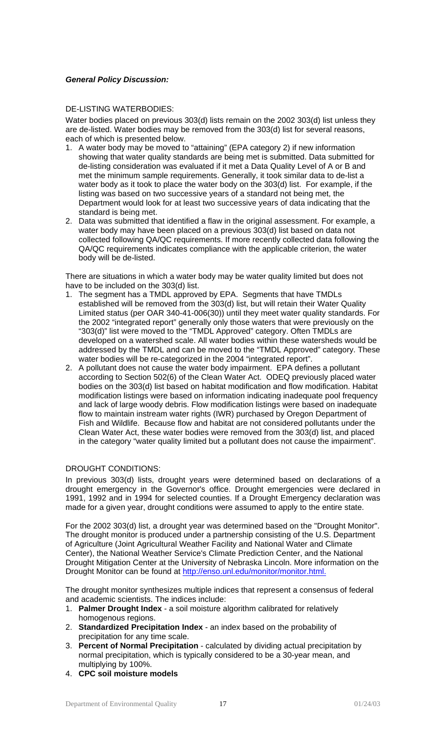***General Policy Discussion:***

DE-LISTING WATERBODIES:

Water bodies placed on previous 303(d) lists remain on the 2002 303(d) list unless they are de-listed. Water bodies may be removed from the 303(d) list for several reasons, each of which is presented below.

1. A water body may be moved to "attaining" (EPA category 2) if new information showing that water quality standards are being met is submitted. Data submitted for de-listing consideration was evaluated if it met a Data Quality Level of A or B and met the minimum sample requirements. Generally, it took similar data to de-list a water body as it took to place the water body on the 303(d) list. For example, if the listing was based on two successive years of a standard not being met, the Department would look for at least two successive years of data indicating that the standard is being met.
2. Data was submitted that identified a flaw in the original assessment. For example, a water body may have been placed on a previous 303(d) list based on data not collected following QA/QC requirements. If more recently collected data following the QA/QC requirements indicates compliance with the applicable criterion, the water body will be de-listed.

There are situations in which a water body may be water quality limited but does not have to be included on the 303(d) list.

1. The segment has a TMDL approved by EPA. Segments that have TMDLs established will be removed from the 303(d) list, but will retain their Water Quality Limited status (per OAR 340-41-006(30)) until they meet water quality standards. For the 2002 "integrated report" generally only those waters that were previously on the "303(d)" list were moved to the "TMDL Approved" category. Often TMDLs are developed on a watershed scale. All water bodies within these watersheds would be addressed by the TMDL and can be moved to the "TMDL Approved" category. These water bodies will be re-categorized in the 2004 "integrated report".
2. A pollutant does not cause the water body impairment. EPA defines a pollutant according to Section 502(6) of the Clean Water Act. ODEQ previously placed water bodies on the 303(d) list based on habitat modification and flow modification. Habitat modification listings were based on information indicating inadequate pool frequency and lack of large woody debris. Flow modification listings were based on inadequate flow to maintain instream water rights (IWR) purchased by Oregon Department of Fish and Wildlife. Because flow and habitat are not considered pollutants under the Clean Water Act, these water bodies were removed from the 303(d) list, and placed in the category "water quality limited but a pollutant does not cause the impairment".

DROUGHT CONDITIONS:

In previous 303(d) lists, drought years were determined based on declarations of a drought emergency in the Governor's office. Drought emergencies were declared in 1991, 1992 and in 1994 for selected counties. If a Drought Emergency declaration was made for a given year, drought conditions were assumed to apply to the entire state.

For the 2002 303(d) list, a drought year was determined based on the "Drought Monitor". The drought monitor is produced under a partnership consisting of the U.S. Department of Agriculture (Joint Agricultural Weather Facility and National Water and Climate Center), the National Weather Service's Climate Prediction Center, and the National Drought Mitigation Center at the University of Nebraska Lincoln. More information on the Drought Monitor can be found at http://enso.unl.edu/monitor/monitor.html.

The drought monitor synthesizes multiple indices that represent a consensus of federal and academic scientists. The indices include:

1. **Palmer Drought Index** - a soil moisture algorithm calibrated for relatively homogenous regions.
2. **Standardized Precipitation Index** - an index based on the probability of precipitation for any time scale.
3. **Percent of Normal Precipitation** - calculated by dividing actual precipitation by normal precipitation, which is typically considered to be a 30-year mean, and multiplying by 100%.
4. **CPC soil moisture models**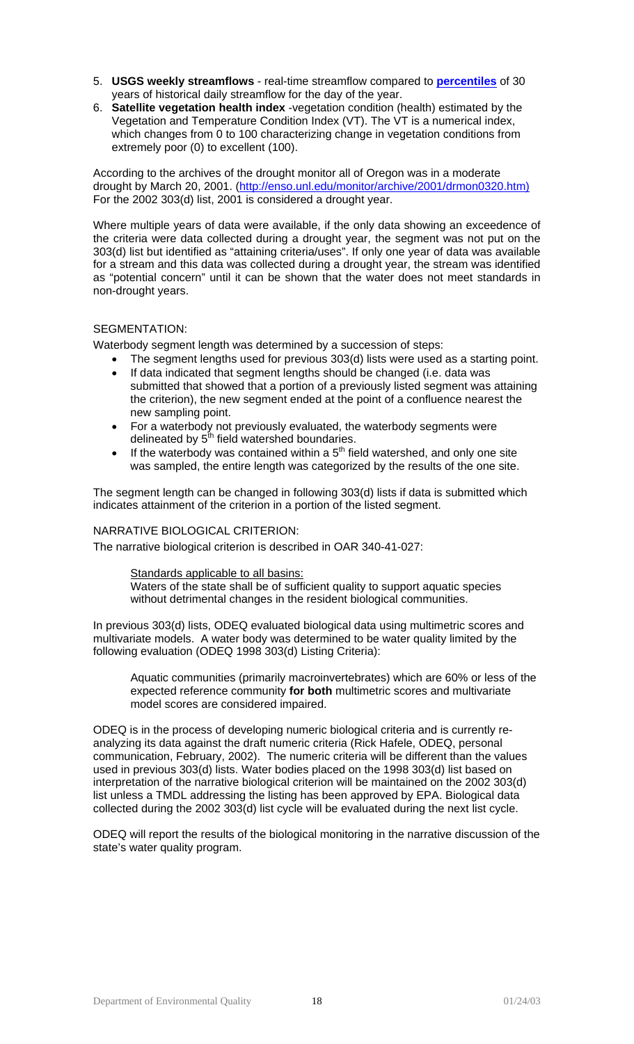5. **USGS weekly streamflows** - real-time streamflow compared to **percentiles** of 30 years of historical daily streamflow for the day of the year.
6. **Satellite vegetation health index** -vegetation condition (health) estimated by the Vegetation and Temperature Condition Index (VT). The VT is a numerical index, which changes from 0 to 100 characterizing change in vegetation conditions from extremely poor (0) to excellent (100).

According to the archives of the drought monitor all of Oregon was in a moderate drought by March 20, 2001. (http://enso.unl.edu/monitor/archive/2001/drmon0320.htm) For the 2002 303(d) list, 2001 is considered a drought year.

Where multiple years of data were available, if the only data showing an exceedence of the criteria were data collected during a drought year, the segment was not put on the 303(d) list but identified as "attaining criteria/uses". If only one year of data was available for a stream and this data was collected during a drought year, the stream was identified as "potential concern" until it can be shown that the water does not meet standards in non-drought years.

SEGMENTATION:

Waterbody segment length was determined by a succession of steps:

- The segment lengths used for previous 303(d) lists were used as a starting point.
- If data indicated that segment lengths should be changed (i.e. data was submitted that showed that a portion of a previously listed segment was attaining the criterion), the new segment ended at the point of a confluence nearest the new sampling point.
- For a waterbody not previously evaluated, the waterbody segments were delineated by 5th field watershed boundaries.
- If the waterbody was contained within a 5th field watershed, and only one site was sampled, the entire length was categorized by the results of the one site.

The segment length can be changed in following 303(d) lists if data is submitted which indicates attainment of the criterion in a portion of the listed segment.

NARRATIVE BIOLOGICAL CRITERION:

The narrative biological criterion is described in OAR 340-41-027:

> Standards applicable to all basins:
> Waters of the state shall be of sufficient quality to support aquatic species without detrimental changes in the resident biological communities.

In previous 303(d) lists, ODEQ evaluated biological data using multimetric scores and multivariate models. A water body was determined to be water quality limited by the following evaluation (ODEQ 1998 303(d) Listing Criteria):

> Aquatic communities (primarily macroinvertebrates) which are 60% or less of the expected reference community **for both** multimetric scores and multivariate model scores are considered impaired.

ODEQ is in the process of developing numeric biological criteria and is currently re-analyzing its data against the draft numeric criteria (Rick Hafele, ODEQ, personal communication, February, 2002). The numeric criteria will be different than the values used in previous 303(d) lists. Water bodies placed on the 1998 303(d) list based on interpretation of the narrative biological criterion will be maintained on the 2002 303(d) list unless a TMDL addressing the listing has been approved by EPA. Biological data collected during the 2002 303(d) list cycle will be evaluated during the next list cycle.

ODEQ will report the results of the biological monitoring in the narrative discussion of the state's water quality program.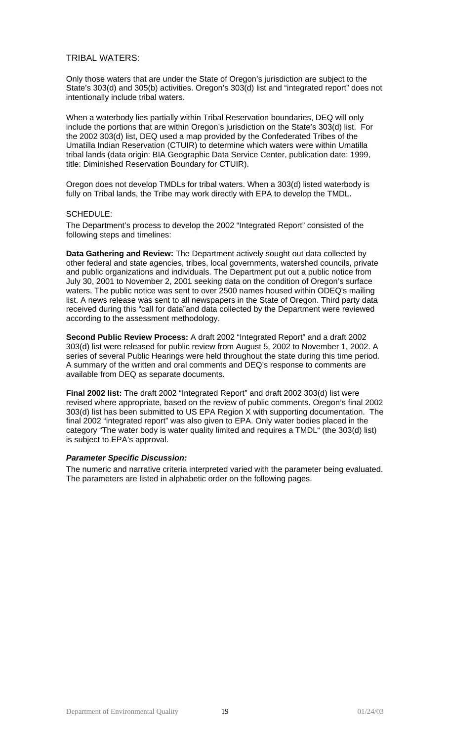## TRIBAL WATERS:

Only those waters that are under the State of Oregon's jurisdiction are subject to the State's 303(d) and 305(b) activities. Oregon's 303(d) list and "integrated report" does not intentionally include tribal waters.

When a waterbody lies partially within Tribal Reservation boundaries, DEQ will only include the portions that are within Oregon's jurisdiction on the State's 303(d) list. For the 2002 303(d) list, DEQ used a map provided by the Confederated Tribes of the Umatilla Indian Reservation (CTUIR) to determine which waters were within Umatilla tribal lands (data origin: BIA Geographic Data Service Center, publication date: 1999, title: Diminished Reservation Boundary for CTUIR).

Oregon does not develop TMDLs for tribal waters. When a 303(d) listed waterbody is fully on Tribal lands, the Tribe may work directly with EPA to develop the TMDL.

## SCHEDULE:

The Department's process to develop the 2002 "Integrated Report" consisted of the following steps and timelines:

**Data Gathering and Review:** The Department actively sought out data collected by other federal and state agencies, tribes, local governments, watershed councils, private and public organizations and individuals. The Department put out a public notice from July 30, 2001 to November 2, 2001 seeking data on the condition of Oregon's surface waters. The public notice was sent to over 2500 names housed within ODEQ's mailing list. A news release was sent to all newspapers in the State of Oregon. Third party data received during this "call for data"and data collected by the Department were reviewed according to the assessment methodology.

**Second Public Review Process:** A draft 2002 "Integrated Report" and a draft 2002 303(d) list were released for public review from August 5, 2002 to November 1, 2002. A series of several Public Hearings were held throughout the state during this time period. A summary of the written and oral comments and DEQ's response to comments are available from DEQ as separate documents.

**Final 2002 list:** The draft 2002 "Integrated Report" and draft 2002 303(d) list were revised where appropriate, based on the review of public comments. Oregon's final 2002 303(d) list has been submitted to US EPA Region X with supporting documentation. The final 2002 "integrated report" was also given to EPA. Only water bodies placed in the category "The water body is water quality limited and requires a TMDL" (the 303(d) list) is subject to EPA's approval.

### *Parameter Specific Discussion:*

The numeric and narrative criteria interpreted varied with the parameter being evaluated. The parameters are listed in alphabetic order on the following pages.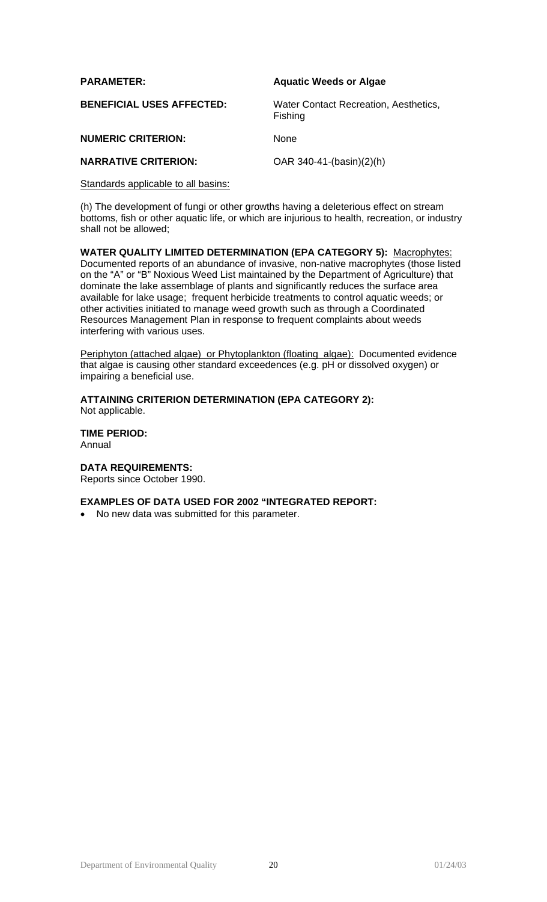**PARAMETER:** **Aquatic Weeds or Algae**

**BENEFICIAL USES AFFECTED:** Water Contact Recreation, Aesthetics, Fishing

**NUMERIC CRITERION:** None

**NARRATIVE CRITERION:** OAR 340-41-(basin)(2)(h)

Standards applicable to all basins:

(h) The development of fungi or other growths having a deleterious effect on stream bottoms, fish or other aquatic life, or which are injurious to health, recreation, or industry shall not be allowed;

**WATER QUALITY LIMITED DETERMINATION (EPA CATEGORY 5):** Macrophytes: Documented reports of an abundance of invasive, non-native macrophytes (those listed on the "A" or "B" Noxious Weed List maintained by the Department of Agriculture) that dominate the lake assemblage of plants and significantly reduces the surface area available for lake usage; frequent herbicide treatments to control aquatic weeds; or other activities initiated to manage weed growth such as through a Coordinated Resources Management Plan in response to frequent complaints about weeds interfering with various uses.

Periphyton (attached algae) or Phytoplankton (floating algae): Documented evidence that algae is causing other standard exceedences (e.g. pH or dissolved oxygen) or impairing a beneficial use.

**ATTAINING CRITERION DETERMINATION (EPA CATEGORY 2):**
Not applicable.

**TIME PERIOD:**
Annual

**DATA REQUIREMENTS:**
Reports since October 1990.

**EXAMPLES OF DATA USED FOR 2002 "INTEGRATED REPORT:**

- No new data was submitted for this parameter.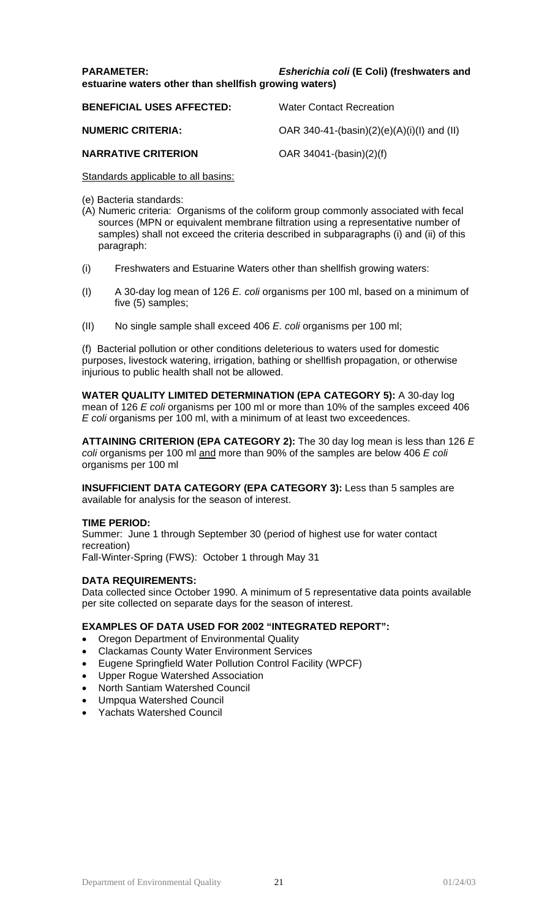**PARAMETER:** ***Esherichia coli* (E Coli) (freshwaters and estuarine waters other than shellfish growing waters)**

**BENEFICIAL USES AFFECTED:** Water Contact Recreation

**NUMERIC CRITERIA:** OAR 340-41-(basin)(2)(e)(A)(i)(I) and (II)

**NARRATIVE CRITERION** OAR 34041-(basin)(2)(f)

Standards applicable to all basins:

(e) Bacteria standards:

(A) Numeric criteria: Organisms of the coliform group commonly associated with fecal sources (MPN or equivalent membrane filtration using a representative number of samples) shall not exceed the criteria described in subparagraphs (i) and (ii) of this paragraph:

(i) Freshwaters and Estuarine Waters other than shellfish growing waters:

(I) A 30-day log mean of 126 *E. coli* organisms per 100 ml, based on a minimum of five (5) samples;

(II) No single sample shall exceed 406 *E. coli* organisms per 100 ml;

(f) Bacterial pollution or other conditions deleterious to waters used for domestic purposes, livestock watering, irrigation, bathing or shellfish propagation, or otherwise injurious to public health shall not be allowed.

**WATER QUALITY LIMITED DETERMINATION (EPA CATEGORY 5):** A 30-day log mean of 126 *E coli* organisms per 100 ml or more than 10% of the samples exceed 406 *E coli* organisms per 100 ml, with a minimum of at least two exceedences.

**ATTAINING CRITERION (EPA CATEGORY 2):** The 30 day log mean is less than 126 *E coli* organisms per 100 ml and more than 90% of the samples are below 406 *E coli* organisms per 100 ml

**INSUFFICIENT DATA CATEGORY (EPA CATEGORY 3):** Less than 5 samples are available for analysis for the season of interest.

**TIME PERIOD:**

Summer: June 1 through September 30 (period of highest use for water contact recreation)

Fall-Winter-Spring (FWS): October 1 through May 31

**DATA REQUIREMENTS:**

Data collected since October 1990. A minimum of 5 representative data points available per site collected on separate days for the season of interest.

**EXAMPLES OF DATA USED FOR 2002 "INTEGRATED REPORT":**

- Oregon Department of Environmental Quality
- Clackamas County Water Environment Services
- Eugene Springfield Water Pollution Control Facility (WPCF)
- Upper Rogue Watershed Association
- North Santiam Watershed Council
- Umpqua Watershed Council
- Yachats Watershed Council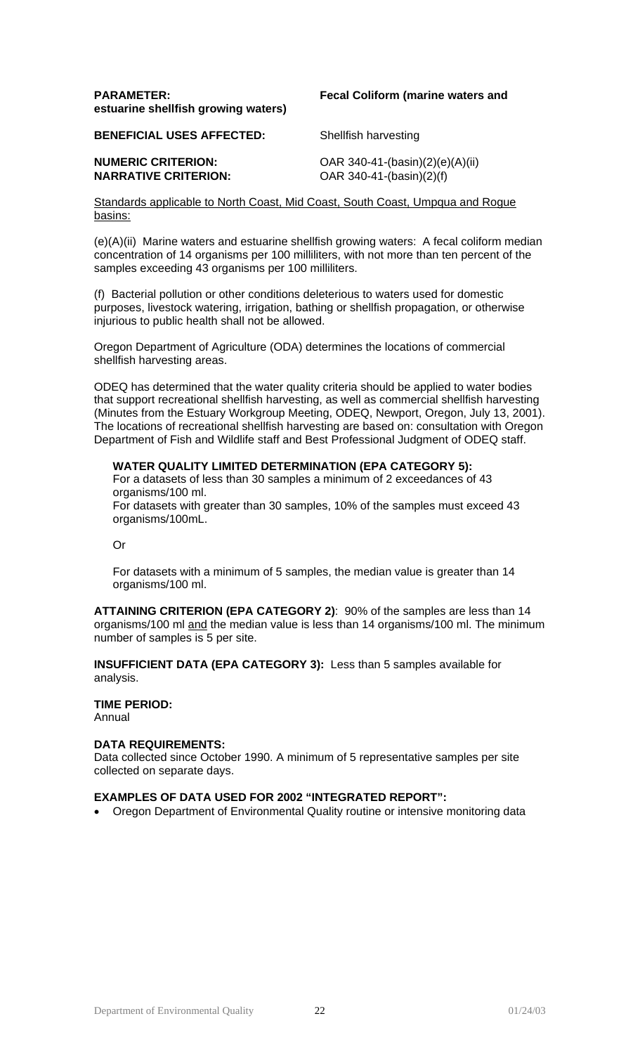**PARAMETER:** **Fecal Coliform (marine waters and estuarine shellfish growing waters)**

**BENEFICIAL USES AFFECTED:** Shellfish harvesting

**NUMERIC CRITERION:** OAR 340-41-(basin)(2)(e)(A)(ii)
**NARRATIVE CRITERION:** OAR 340-41-(basin)(2)(f)

Standards applicable to North Coast, Mid Coast, South Coast, Umpqua and Rogue basins:

(e)(A)(ii) Marine waters and estuarine shellfish growing waters: A fecal coliform median concentration of 14 organisms per 100 milliliters, with not more than ten percent of the samples exceeding 43 organisms per 100 milliliters.

(f) Bacterial pollution or other conditions deleterious to waters used for domestic purposes, livestock watering, irrigation, bathing or shellfish propagation, or otherwise injurious to public health shall not be allowed.

Oregon Department of Agriculture (ODA) determines the locations of commercial shellfish harvesting areas.

ODEQ has determined that the water quality criteria should be applied to water bodies that support recreational shellfish harvesting, as well as commercial shellfish harvesting (Minutes from the Estuary Workgroup Meeting, ODEQ, Newport, Oregon, July 13, 2001). The locations of recreational shellfish harvesting are based on: consultation with Oregon Department of Fish and Wildlife staff and Best Professional Judgment of ODEQ staff.

**WATER QUALITY LIMITED DETERMINATION (EPA CATEGORY 5):**
For a datasets of less than 30 samples a minimum of 2 exceedances of 43 organisms/100 ml.
For datasets with greater than 30 samples, 10% of the samples must exceed 43 organisms/100mL.

Or

For datasets with a minimum of 5 samples, the median value is greater than 14 organisms/100 ml.

**ATTAINING CRITERION (EPA CATEGORY 2)**: 90% of the samples are less than 14 organisms/100 ml and the median value is less than 14 organisms/100 ml. The minimum number of samples is 5 per site.

**INSUFFICIENT DATA (EPA CATEGORY 3):** Less than 5 samples available for analysis.

**TIME PERIOD:**
Annual

**DATA REQUIREMENTS:**
Data collected since October 1990. A minimum of 5 representative samples per site collected on separate days.

**EXAMPLES OF DATA USED FOR 2002 "INTEGRATED REPORT":**

- Oregon Department of Environmental Quality routine or intensive monitoring data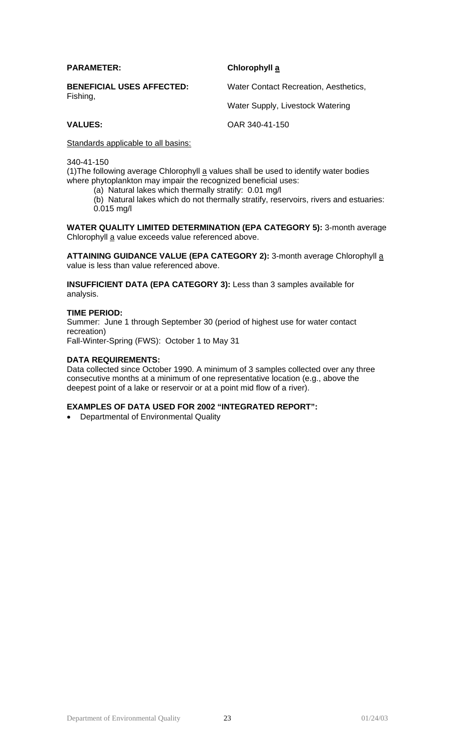**PARAMETER:** **Chlorophyll a**

**BENEFICIAL USES AFFECTED:** Water Contact Recreation, Aesthetics, Fishing, Water Supply, Livestock Watering

**VALUES:** OAR 340-41-150

Standards applicable to all basins:

340-41-150

(1)The following average Chlorophyll a values shall be used to identify water bodies where phytoplankton may impair the recognized beneficial uses:

- (a) Natural lakes which thermally stratify: 0.01 mg/l
- (b) Natural lakes which do not thermally stratify, reservoirs, rivers and estuaries: 0.015 mg/l

**WATER QUALITY LIMITED DETERMINATION (EPA CATEGORY 5):** 3-month average Chlorophyll a value exceeds value referenced above.

**ATTAINING GUIDANCE VALUE (EPA CATEGORY 2):** 3-month average Chlorophyll a value is less than value referenced above.

**INSUFFICIENT DATA (EPA CATEGORY 3):** Less than 3 samples available for analysis.

**TIME PERIOD:**
Summer: June 1 through September 30 (period of highest use for water contact recreation)
Fall-Winter-Spring (FWS): October 1 to May 31

**DATA REQUIREMENTS:**
Data collected since October 1990. A minimum of 3 samples collected over any three consecutive months at a minimum of one representative location (e.g., above the deepest point of a lake or reservoir or at a point mid flow of a river).

**EXAMPLES OF DATA USED FOR 2002 "INTEGRATED REPORT":**

- Departmental of Environmental Quality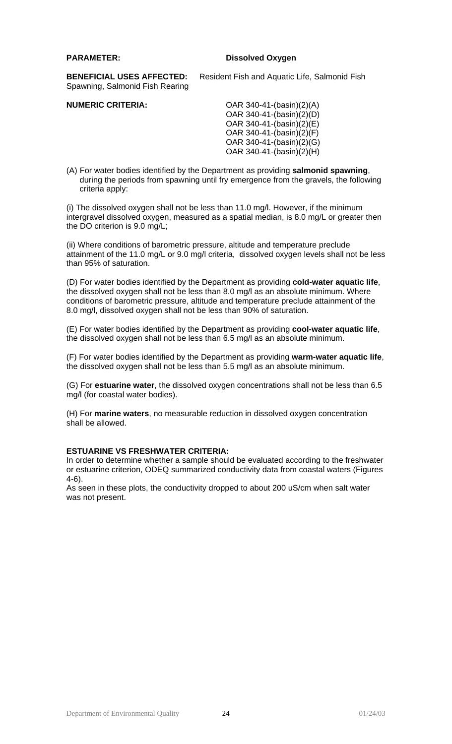**PARAMETER:** **Dissolved Oxygen**

**BENEFICIAL USES AFFECTED:** Resident Fish and Aquatic Life, Salmonid Fish Spawning, Salmonid Fish Rearing

**NUMERIC CRITERIA:** OAR 340-41-(basin)(2)(A)
OAR 340-41-(basin)(2)(D)
OAR 340-41-(basin)(2)(E)
OAR 340-41-(basin)(2)(F)
OAR 340-41-(basin)(2)(G)
OAR 340-41-(basin)(2)(H)

(A) For water bodies identified by the Department as providing **salmonid spawning**, during the periods from spawning until fry emergence from the gravels, the following criteria apply:

(i) The dissolved oxygen shall not be less than 11.0 mg/l. However, if the minimum intergravel dissolved oxygen, measured as a spatial median, is 8.0 mg/L or greater then the DO criterion is 9.0 mg/L;

(ii) Where conditions of barometric pressure, altitude and temperature preclude attainment of the 11.0 mg/L or 9.0 mg/l criteria, dissolved oxygen levels shall not be less than 95% of saturation.

(D) For water bodies identified by the Department as providing **cold-water aquatic life**, the dissolved oxygen shall not be less than 8.0 mg/l as an absolute minimum. Where conditions of barometric pressure, altitude and temperature preclude attainment of the 8.0 mg/l, dissolved oxygen shall not be less than 90% of saturation.

(E) For water bodies identified by the Department as providing **cool-water aquatic life**, the dissolved oxygen shall not be less than 6.5 mg/l as an absolute minimum.

(F) For water bodies identified by the Department as providing **warm-water aquatic life**, the dissolved oxygen shall not be less than 5.5 mg/l as an absolute minimum.

(G) For **estuarine water**, the dissolved oxygen concentrations shall not be less than 6.5 mg/l (for coastal water bodies).

(H) For **marine waters**, no measurable reduction in dissolved oxygen concentration shall be allowed.

**ESTUARINE VS FRESHWATER CRITERIA:**

In order to determine whether a sample should be evaluated according to the freshwater or estuarine criterion, ODEQ summarized conductivity data from coastal waters (Figures 4-6).

As seen in these plots, the conductivity dropped to about 200 uS/cm when salt water was not present.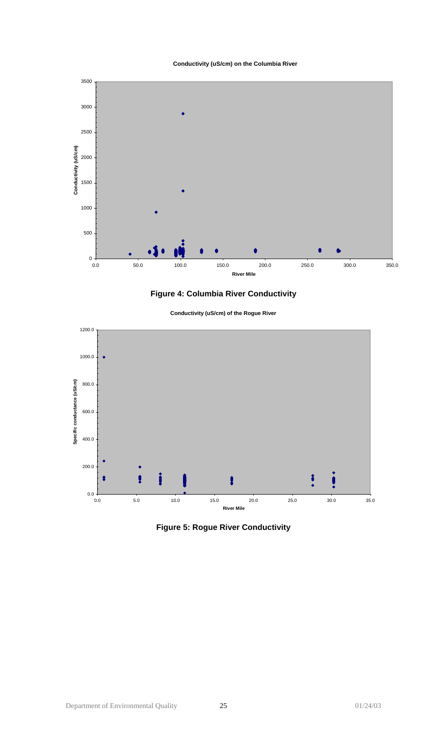**Figure 4: Columbia River Conductivity**

**Figure 5: Rogue River Conductivity**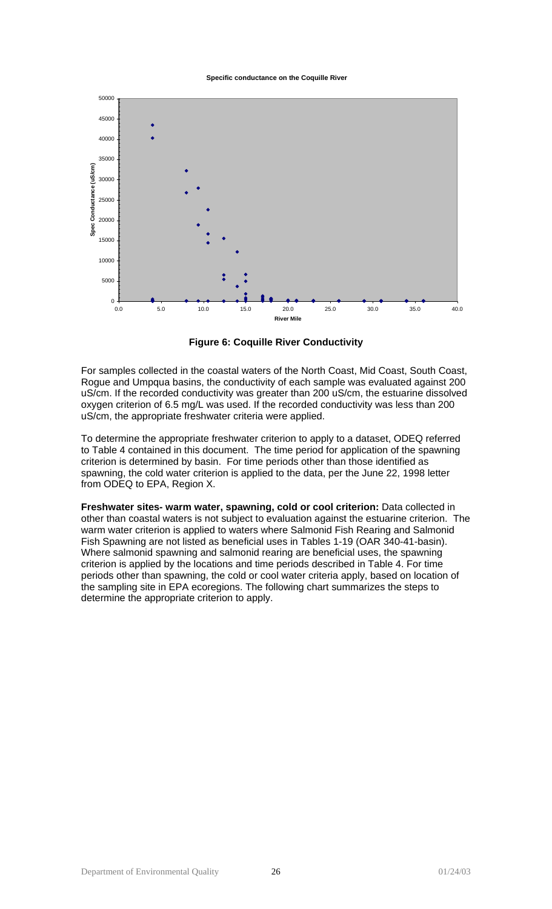**Specific conductance on the Coquille River**

**Figure 6: Coquille River Conductivity**

For samples collected in the coastal waters of the North Coast, Mid Coast, South Coast, Rogue and Umpqua basins, the conductivity of each sample was evaluated against 200 uS/cm. If the recorded conductivity was greater than 200 uS/cm, the estuarine dissolved oxygen criterion of 6.5 mg/L was used. If the recorded conductivity was less than 200 uS/cm, the appropriate freshwater criteria were applied.

To determine the appropriate freshwater criterion to apply to a dataset, ODEQ referred to Table 4 contained in this document. The time period for application of the spawning criterion is determined by basin. For time periods other than those identified as spawning, the cold water criterion is applied to the data, per the June 22, 1998 letter from ODEQ to EPA, Region X.

**Freshwater sites- warm water, spawning, cold or cool criterion:** Data collected in other than coastal waters is not subject to evaluation against the estuarine criterion. The warm water criterion is applied to waters where Salmonid Fish Rearing and Salmonid Fish Spawning are not listed as beneficial uses in Tables 1-19 (OAR 340-41-basin). Where salmonid spawning and salmonid rearing are beneficial uses, the spawning criterion is applied by the locations and time periods described in Table 4. For time periods other than spawning, the cold or cool water criteria apply, based on location of the sampling site in EPA ecoregions. The following chart summarizes the steps to determine the appropriate criterion to apply.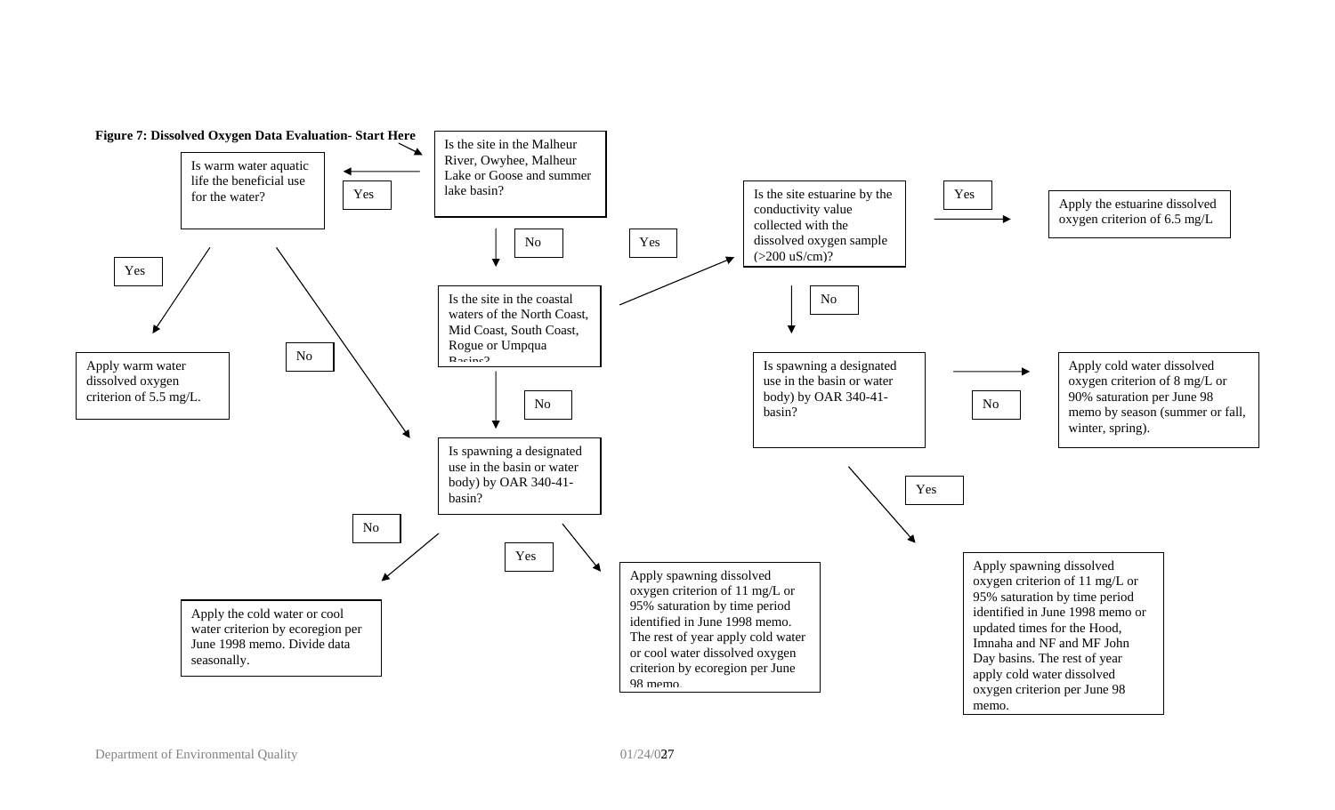**Figure 7: Dissolved Oxygen Data Evaluation- Start Here**

Is the site in the Malheur River, Owyhee, Malheur Lake or Goose and summer lake basin?

- Yes → Is warm water aquatic life the beneficial use for the water?
  - Yes → Apply warm water dissolved oxygen criterion of 5.5 mg/L.
  - No → Is spawning a designated use in the basin or water body) by OAR 340-41-basin?
- No → Is the site in the coastal waters of the North Coast, Mid Coast, South Coast, Rogue or Umpqua Basins?
  - Yes → Is the site estuarine by the conductivity value collected with the dissolved oxygen sample (>200 uS/cm)?
    - Yes → Apply the estuarine dissolved oxygen criterion of 6.5 mg/L
    - No → Is spawning a designated use in the basin or water body) by OAR 340-41-basin?
      - No → Apply cold water dissolved oxygen criterion of 8 mg/L or 90% saturation per June 98 memo by season (summer or fall, winter, spring).
      - Yes → Apply spawning dissolved oxygen criterion of 11 mg/L or 95% saturation by time period identified in June 1998 memo or updated times for the Hood, Imnaha and NF and MF John Day basins. The rest of year apply cold water dissolved oxygen criterion per June 98 memo.
  - No → Is spawning a designated use in the basin or water body) by OAR 340-41-basin?
    - No → Apply the cold water or cool water criterion by ecoregion per June 1998 memo. Divide data seasonally.
    - Yes → Apply spawning dissolved oxygen criterion of 11 mg/L or 95% saturation by time period identified in June 1998 memo. The rest of year apply cold water or cool water dissolved oxygen criterion by ecoregion per June 98 memo.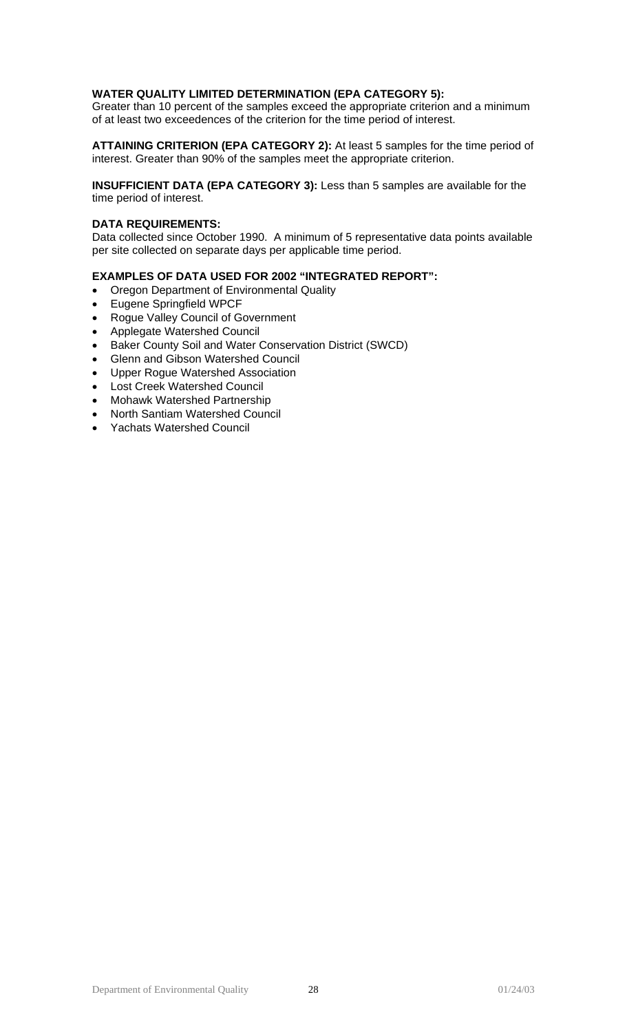**WATER QUALITY LIMITED DETERMINATION (EPA CATEGORY 5):**
Greater than 10 percent of the samples exceed the appropriate criterion and a minimum of at least two exceedences of the criterion for the time period of interest.

**ATTAINING CRITERION (EPA CATEGORY 2):** At least 5 samples for the time period of interest. Greater than 90% of the samples meet the appropriate criterion.

**INSUFFICIENT DATA (EPA CATEGORY 3):** Less than 5 samples are available for the time period of interest.

**DATA REQUIREMENTS:**
Data collected since October 1990. A minimum of 5 representative data points available per site collected on separate days per applicable time period.

**EXAMPLES OF DATA USED FOR 2002 "INTEGRATED REPORT":**

- Oregon Department of Environmental Quality
- Eugene Springfield WPCF
- Rogue Valley Council of Government
- Applegate Watershed Council
- Baker County Soil and Water Conservation District (SWCD)
- Glenn and Gibson Watershed Council
- Upper Rogue Watershed Association
- Lost Creek Watershed Council
- Mohawk Watershed Partnership
- North Santiam Watershed Council
- Yachats Watershed Council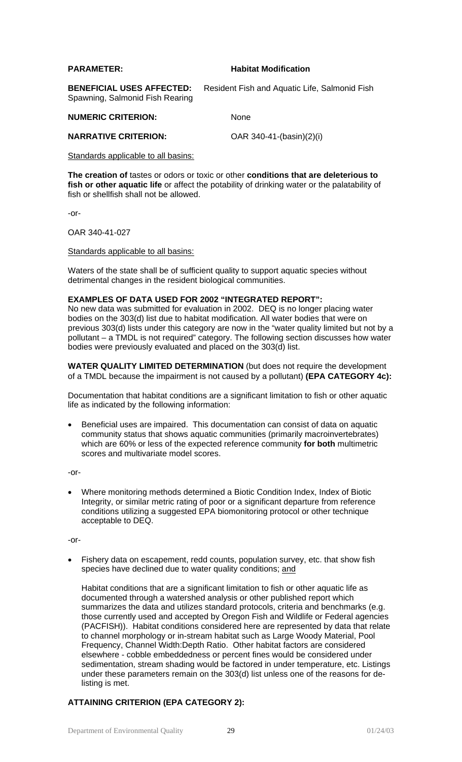**PARAMETER:** **Habitat Modification**

**BENEFICIAL USES AFFECTED:** Resident Fish and Aquatic Life, Salmonid Fish Spawning, Salmonid Fish Rearing

**NUMERIC CRITERION:** None

**NARRATIVE CRITERION:** OAR 340-41-(basin)(2)(i)

Standards applicable to all basins:

**The creation of** tastes or odors or toxic or other **conditions that are deleterious to fish or other aquatic life** or affect the potability of drinking water or the palatability of fish or shellfish shall not be allowed.

-or-

OAR 340-41-027

Standards applicable to all basins:

Waters of the state shall be of sufficient quality to support aquatic species without detrimental changes in the resident biological communities.

**EXAMPLES OF DATA USED FOR 2002 "INTEGRATED REPORT":**
No new data was submitted for evaluation in 2002. DEQ is no longer placing water bodies on the 303(d) list due to habitat modification. All water bodies that were on previous 303(d) lists under this category are now in the "water quality limited but not by a pollutant – a TMDL is not required" category. The following section discusses how water bodies were previously evaluated and placed on the 303(d) list.

**WATER QUALITY LIMITED DETERMINATION** (but does not require the development of a TMDL because the impairment is not caused by a pollutant) **(EPA CATEGORY 4c):**

Documentation that habitat conditions are a significant limitation to fish or other aquatic life as indicated by the following information:

- Beneficial uses are impaired. This documentation can consist of data on aquatic community status that shows aquatic communities (primarily macroinvertebrates) which are 60% or less of the expected reference community **for both** multimetric scores and multivariate model scores.

-or-

- Where monitoring methods determined a Biotic Condition Index, Index of Biotic Integrity, or similar metric rating of poor or a significant departure from reference conditions utilizing a suggested EPA biomonitoring protocol or other technique acceptable to DEQ.

-or-

- Fishery data on escapement, redd counts, population survey, etc. that show fish species have declined due to water quality conditions; and

  Habitat conditions that are a significant limitation to fish or other aquatic life as documented through a watershed analysis or other published report which summarizes the data and utilizes standard protocols, criteria and benchmarks (e.g. those currently used and accepted by Oregon Fish and Wildlife or Federal agencies (PACFISH)). Habitat conditions considered here are represented by data that relate to channel morphology or in-stream habitat such as Large Woody Material, Pool Frequency, Channel Width:Depth Ratio. Other habitat factors are considered elsewhere - cobble embeddedness or percent fines would be considered under sedimentation, stream shading would be factored in under temperature, etc. Listings under these parameters remain on the 303(d) list unless one of the reasons for de-listing is met.

**ATTAINING CRITERION (EPA CATEGORY 2):**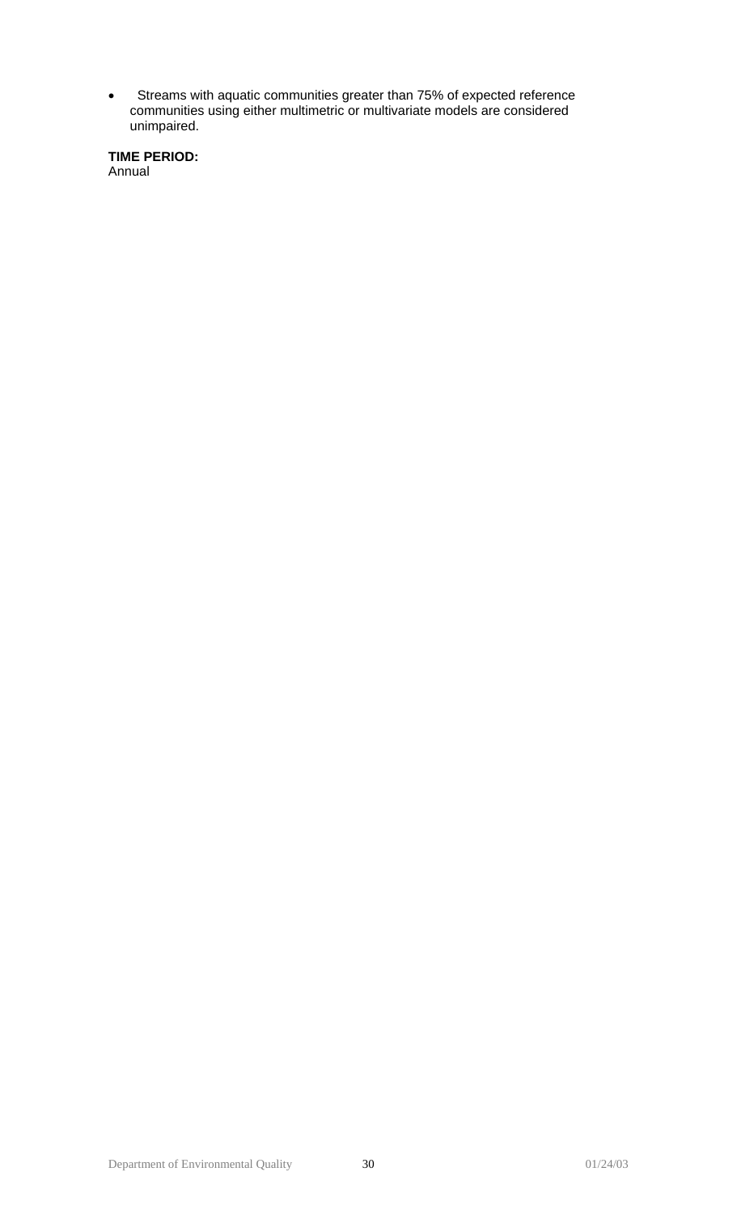- Streams with aquatic communities greater than 75% of expected reference communities using either multimetric or multivariate models are considered unimpaired.

**TIME PERIOD:**
Annual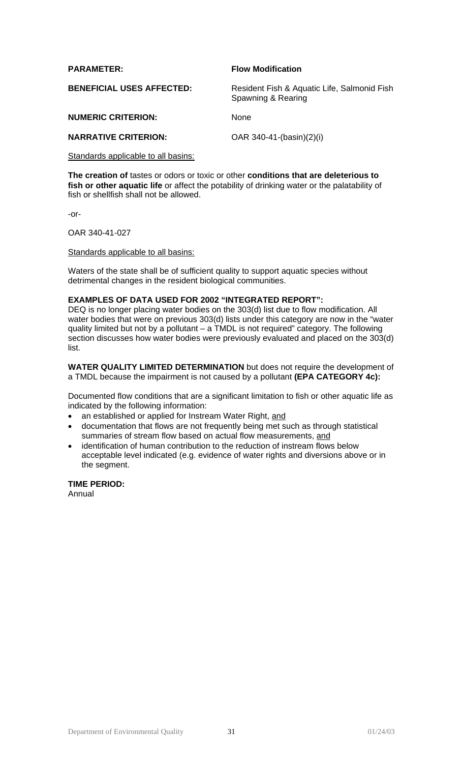**PARAMETER:** **Flow Modification**

**BENEFICIAL USES AFFECTED:** Resident Fish & Aquatic Life, Salmonid Fish Spawning & Rearing

**NUMERIC CRITERION:** None

**NARRATIVE CRITERION:** OAR 340-41-(basin)(2)(i)

<u>Standards applicable to all basins:</u>

**The creation of** tastes or odors or toxic or other **conditions that are deleterious to fish or other aquatic life** or affect the potability of drinking water or the palatability of fish or shellfish shall not be allowed.

-or-

OAR 340-41-027

<u>Standards applicable to all basins:</u>

Waters of the state shall be of sufficient quality to support aquatic species without detrimental changes in the resident biological communities.

**EXAMPLES OF DATA USED FOR 2002 "INTEGRATED REPORT":**
DEQ is no longer placing water bodies on the 303(d) list due to flow modification. All water bodies that were on previous 303(d) lists under this category are now in the "water quality limited but not by a pollutant – a TMDL is not required" category. The following section discusses how water bodies were previously evaluated and placed on the 303(d) list.

**WATER QUALITY LIMITED DETERMINATION** but does not require the development of a TMDL because the impairment is not caused by a pollutant **(EPA CATEGORY 4c):**

Documented flow conditions that are a significant limitation to fish or other aquatic life as indicated by the following information:

- an established or applied for Instream Water Right, <u>and</u>
- documentation that flows are not frequently being met such as through statistical summaries of stream flow based on actual flow measurements, <u>and</u>
- identification of human contribution to the reduction of instream flows below acceptable level indicated (e.g. evidence of water rights and diversions above or in the segment.

**TIME PERIOD:**
Annual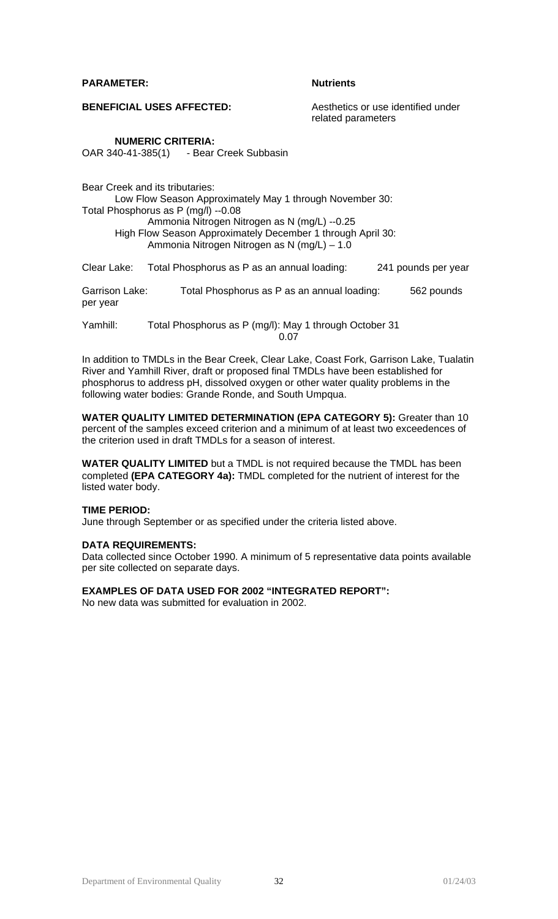**PARAMETER:** **Nutrients**

**BENEFICIAL USES AFFECTED:** Aesthetics or use identified under related parameters

**NUMERIC CRITERIA:**

OAR 340-41-385(1) - Bear Creek Subbasin

Bear Creek and its tributaries:

Low Flow Season Approximately May 1 through November 30:

Total Phosphorus as P (mg/l) --0.08

Ammonia Nitrogen Nitrogen as N (mg/L) --0.25

High Flow Season Approximately December 1 through April 30:

Ammonia Nitrogen Nitrogen as N (mg/L) – 1.0

Clear Lake: Total Phosphorus as P as an annual loading: 241 pounds per year

Garrison Lake: Total Phosphorus as P as an annual loading: 562 pounds per year

Yamhill: Total Phosphorus as P (mg/l): May 1 through October 31 0.07

In addition to TMDLs in the Bear Creek, Clear Lake, Coast Fork, Garrison Lake, Tualatin River and Yamhill River, draft or proposed final TMDLs have been established for phosphorus to address pH, dissolved oxygen or other water quality problems in the following water bodies: Grande Ronde, and South Umpqua.

**WATER QUALITY LIMITED DETERMINATION (EPA CATEGORY 5):** Greater than 10 percent of the samples exceed criterion and a minimum of at least two exceedences of the criterion used in draft TMDLs for a season of interest.

**WATER QUALITY LIMITED** but a TMDL is not required because the TMDL has been completed **(EPA CATEGORY 4a):** TMDL completed for the nutrient of interest for the listed water body.

**TIME PERIOD:**

June through September or as specified under the criteria listed above.

**DATA REQUIREMENTS:**

Data collected since October 1990. A minimum of 5 representative data points available per site collected on separate days.

**EXAMPLES OF DATA USED FOR 2002 "INTEGRATED REPORT":**

No new data was submitted for evaluation in 2002.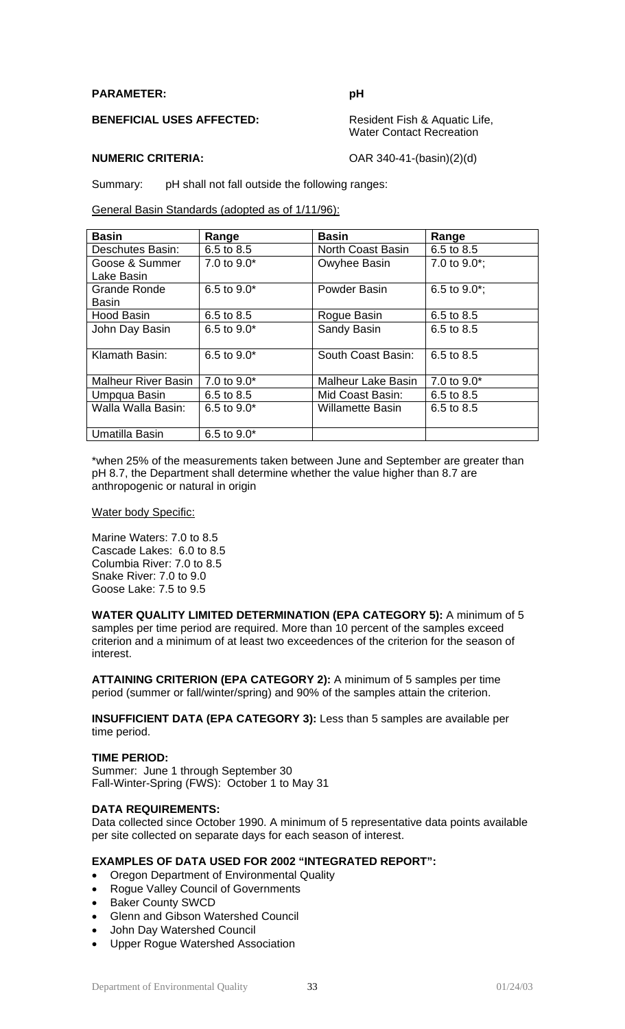**PARAMETER:** pH

**BENEFICIAL USES AFFECTED:** Resident Fish & Aquatic Life, Water Contact Recreation

**NUMERIC CRITERIA:** OAR 340-41-(basin)(2)(d)

Summary: pH shall not fall outside the following ranges:

General Basin Standards (adopted as of 1/11/96):

| Basin | Range | Basin | Range |
|---|---|---|---|
| Deschutes Basin: | 6.5 to 8.5 | North Coast Basin | 6.5 to 8.5 |
| Goose & Summer Lake Basin | 7.0 to 9.0* | Owyhee Basin | 7.0 to 9.0*; |
| Grande Ronde Basin | 6.5 to 9.0* | Powder Basin | 6.5 to 9.0*; |
| Hood Basin | 6.5 to 8.5 | Rogue Basin | 6.5 to 8.5 |
| John Day Basin | 6.5 to 9.0* | Sandy Basin | 6.5 to 8.5 |
| Klamath Basin: | 6.5 to 9.0* | South Coast Basin: | 6.5 to 8.5 |
| Malheur River Basin | 7.0 to 9.0* | Malheur Lake Basin | 7.0 to 9.0* |
| Umpqua Basin | 6.5 to 8.5 | Mid Coast Basin: | 6.5 to 8.5 |
| Walla Walla Basin: | 6.5 to 9.0* | Willamette Basin | 6.5 to 8.5 |
| Umatilla Basin | 6.5 to 9.0* | | |

*when 25% of the measurements taken between June and September are greater than pH 8.7, the Department shall determine whether the value higher than 8.7 are anthropogenic or natural in origin

Water body Specific:

Marine Waters: 7.0 to 8.5
Cascade Lakes: 6.0 to 8.5
Columbia River: 7.0 to 8.5
Snake River: 7.0 to 9.0
Goose Lake: 7.5 to 9.5

**WATER QUALITY LIMITED DETERMINATION (EPA CATEGORY 5):** A minimum of 5 samples per time period are required. More than 10 percent of the samples exceed criterion and a minimum of at least two exceedences of the criterion for the season of interest.

**ATTAINING CRITERION (EPA CATEGORY 2):** A minimum of 5 samples per time period (summer or fall/winter/spring) and 90% of the samples attain the criterion.

**INSUFFICIENT DATA (EPA CATEGORY 3):** Less than 5 samples are available per time period.

**TIME PERIOD:**
Summer: June 1 through September 30
Fall-Winter-Spring (FWS): October 1 to May 31

**DATA REQUIREMENTS:**
Data collected since October 1990. A minimum of 5 representative data points available per site collected on separate days for each season of interest.

**EXAMPLES OF DATA USED FOR 2002 "INTEGRATED REPORT":**

- Oregon Department of Environmental Quality
- Rogue Valley Council of Governments
- Baker County SWCD
- Glenn and Gibson Watershed Council
- John Day Watershed Council
- Upper Rogue Watershed Association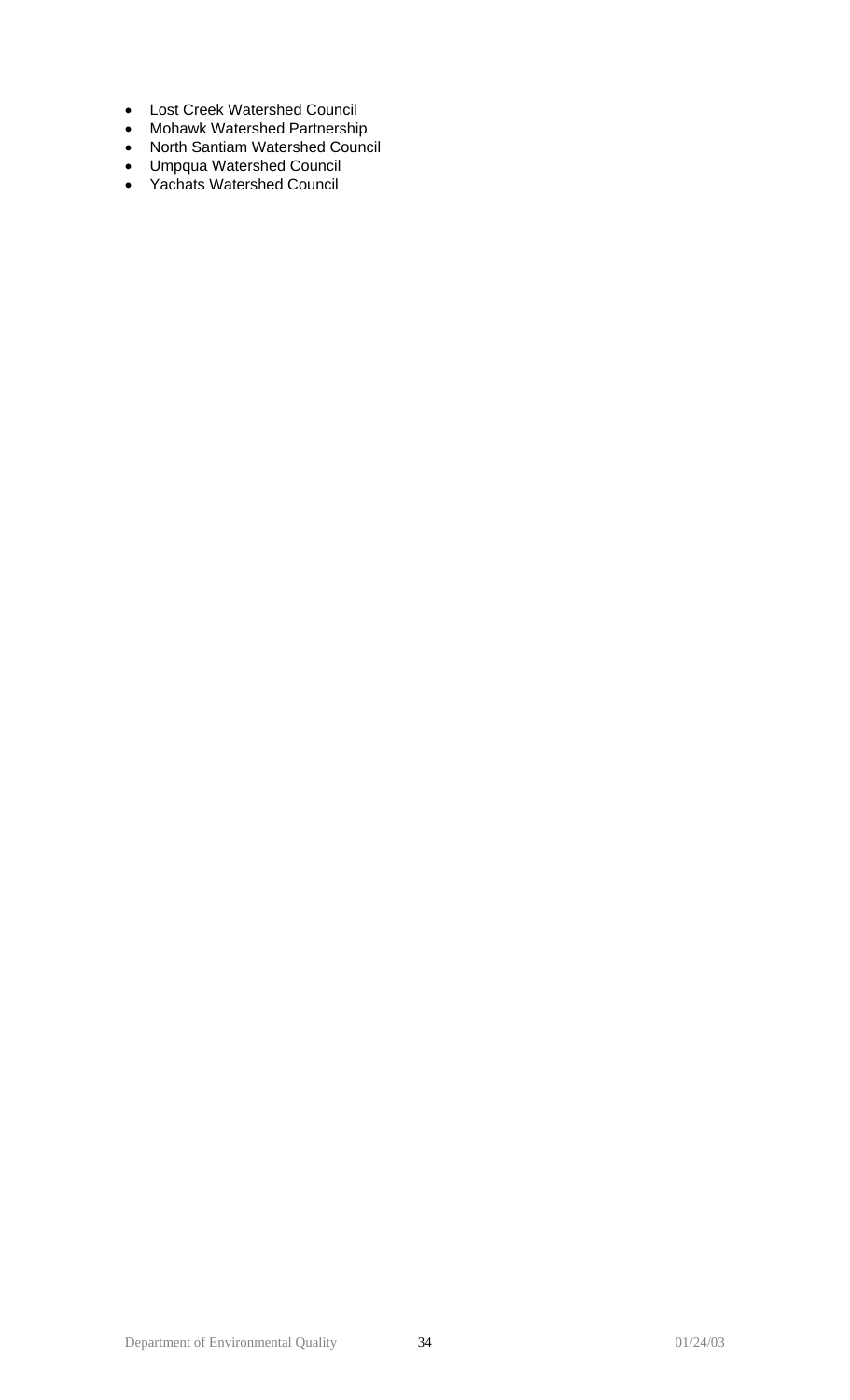- Lost Creek Watershed Council
- Mohawk Watershed Partnership
- North Santiam Watershed Council
- Umpqua Watershed Council
- Yachats Watershed Council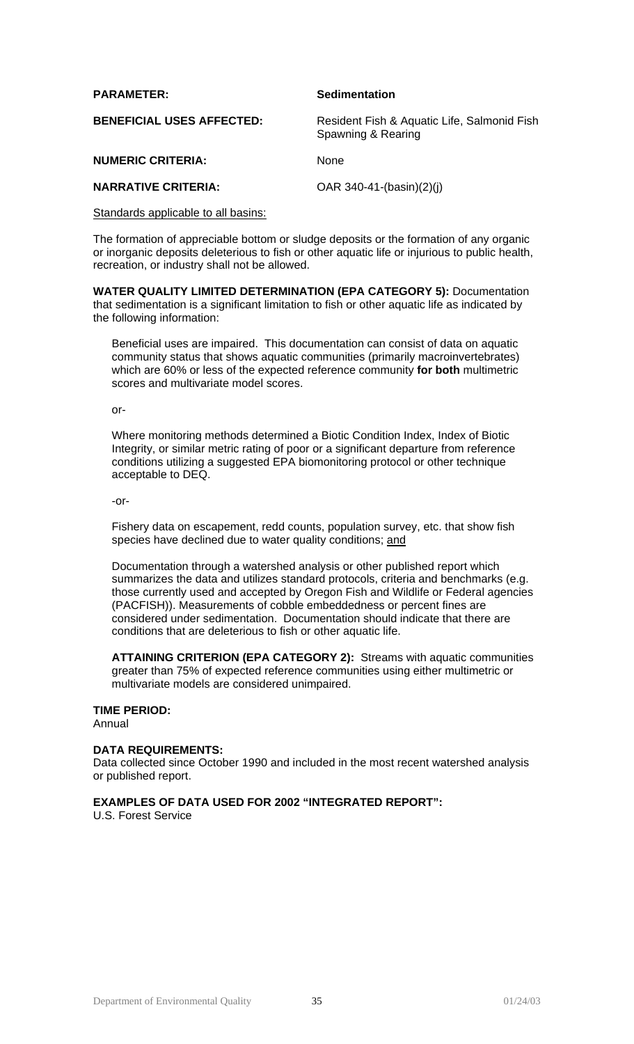**PARAMETER:** **Sedimentation**

**BENEFICIAL USES AFFECTED:** Resident Fish & Aquatic Life, Salmonid Fish Spawning & Rearing

**NUMERIC CRITERIA:** None

**NARRATIVE CRITERIA:** OAR 340-41-(basin)(2)(j)

<u>Standards applicable to all basins:</u>

The formation of appreciable bottom or sludge deposits or the formation of any organic or inorganic deposits deleterious to fish or other aquatic life or injurious to public health, recreation, or industry shall not be allowed.

**WATER QUALITY LIMITED DETERMINATION (EPA CATEGORY 5):** Documentation that sedimentation is a significant limitation to fish or other aquatic life as indicated by the following information:

> Beneficial uses are impaired. This documentation can consist of data on aquatic community status that shows aquatic communities (primarily macroinvertebrates) which are 60% or less of the expected reference community **for both** multimetric scores and multivariate model scores.
>
> or-
>
> Where monitoring methods determined a Biotic Condition Index, Index of Biotic Integrity, or similar metric rating of poor or a significant departure from reference conditions utilizing a suggested EPA biomonitoring protocol or other technique acceptable to DEQ.
>
> -or-
>
> Fishery data on escapement, redd counts, population survey, etc. that show fish species have declined due to water quality conditions; <u>and</u>
>
> Documentation through a watershed analysis or other published report which summarizes the data and utilizes standard protocols, criteria and benchmarks (e.g. those currently used and accepted by Oregon Fish and Wildlife or Federal agencies (PACFISH)). Measurements of cobble embeddedness or percent fines are considered under sedimentation. Documentation should indicate that there are conditions that are deleterious to fish or other aquatic life.
>
> **ATTAINING CRITERION (EPA CATEGORY 2):** Streams with aquatic communities greater than 75% of expected reference communities using either multimetric or multivariate models are considered unimpaired.

**TIME PERIOD:**
Annual

**DATA REQUIREMENTS:**
Data collected since October 1990 and included in the most recent watershed analysis or published report.

**EXAMPLES OF DATA USED FOR 2002 "INTEGRATED REPORT":**
U.S. Forest Service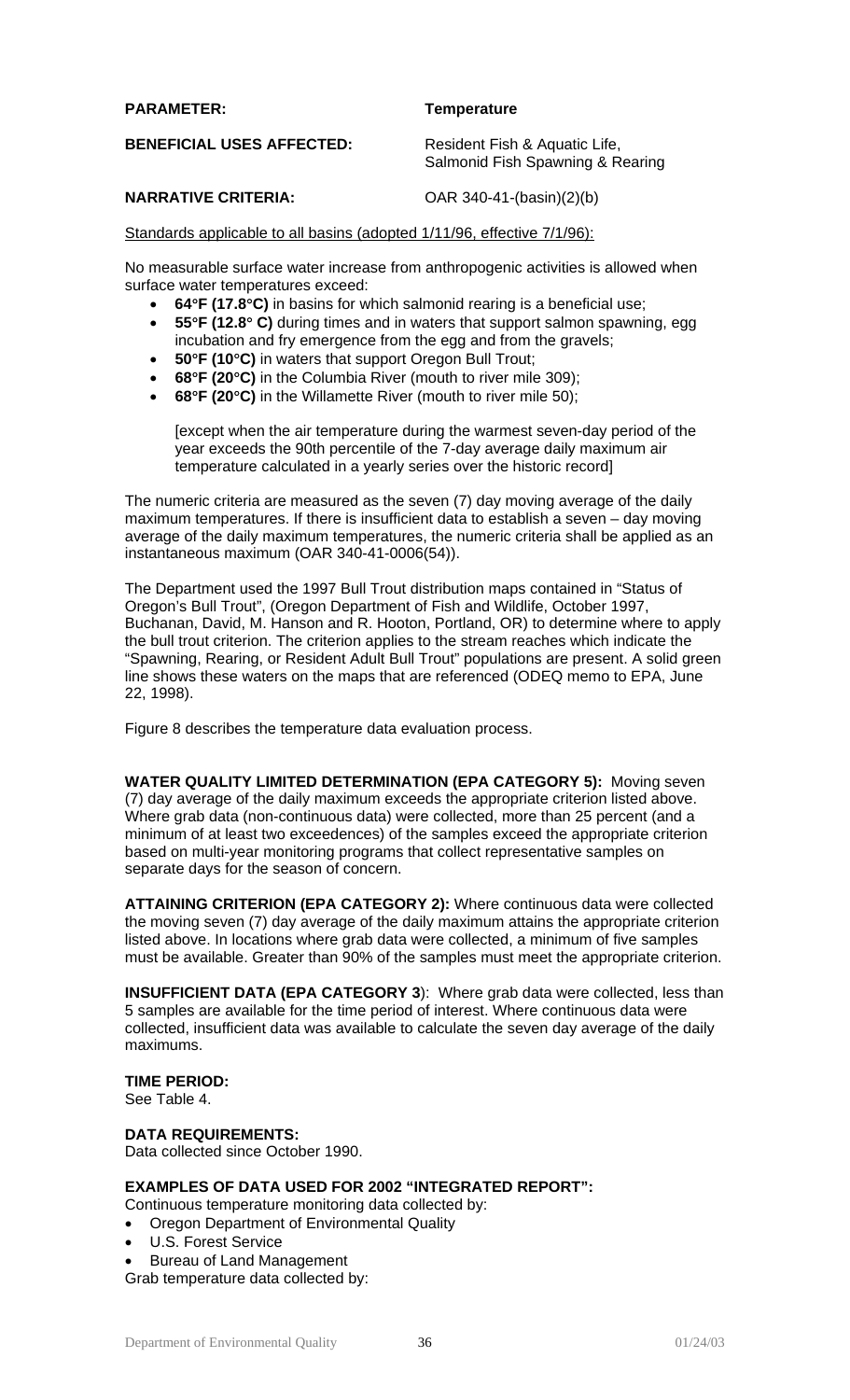**PARAMETER:** **Temperature**

**BENEFICIAL USES AFFECTED:** Resident Fish & Aquatic Life, Salmonid Fish Spawning & Rearing

**NARRATIVE CRITERIA:** OAR 340-41-(basin)(2)(b)

Standards applicable to all basins (adopted 1/11/96, effective 7/1/96):

No measurable surface water increase from anthropogenic activities is allowed when surface water temperatures exceed:

- **64°F (17.8°C)** in basins for which salmonid rearing is a beneficial use;
- **55°F (12.8° C)** during times and in waters that support salmon spawning, egg incubation and fry emergence from the egg and from the gravels;
- **50°F (10°C)** in waters that support Oregon Bull Trout;
- **68°F (20°C)** in the Columbia River (mouth to river mile 309);
- **68°F (20°C)** in the Willamette River (mouth to river mile 50);

  [except when the air temperature during the warmest seven-day period of the year exceeds the 90th percentile of the 7-day average daily maximum air temperature calculated in a yearly series over the historic record]

The numeric criteria are measured as the seven (7) day moving average of the daily maximum temperatures. If there is insufficient data to establish a seven – day moving average of the daily maximum temperatures, the numeric criteria shall be applied as an instantaneous maximum (OAR 340-41-0006(54)).

The Department used the 1997 Bull Trout distribution maps contained in "Status of Oregon's Bull Trout", (Oregon Department of Fish and Wildlife, October 1997, Buchanan, David, M. Hanson and R. Hooton, Portland, OR) to determine where to apply the bull trout criterion. The criterion applies to the stream reaches which indicate the "Spawning, Rearing, or Resident Adult Bull Trout" populations are present. A solid green line shows these waters on the maps that are referenced (ODEQ memo to EPA, June 22, 1998).

Figure 8 describes the temperature data evaluation process.

**WATER QUALITY LIMITED DETERMINATION (EPA CATEGORY 5):** Moving seven (7) day average of the daily maximum exceeds the appropriate criterion listed above. Where grab data (non-continuous data) were collected, more than 25 percent (and a minimum of at least two exceedences) of the samples exceed the appropriate criterion based on multi-year monitoring programs that collect representative samples on separate days for the season of concern.

**ATTAINING CRITERION (EPA CATEGORY 2):** Where continuous data were collected the moving seven (7) day average of the daily maximum attains the appropriate criterion listed above. In locations where grab data were collected, a minimum of five samples must be available. Greater than 90% of the samples must meet the appropriate criterion.

**INSUFFICIENT DATA (EPA CATEGORY 3)**: Where grab data were collected, less than 5 samples are available for the time period of interest. Where continuous data were collected, insufficient data was available to calculate the seven day average of the daily maximums.

**TIME PERIOD:**
See Table 4.

**DATA REQUIREMENTS:**
Data collected since October 1990.

**EXAMPLES OF DATA USED FOR 2002 "INTEGRATED REPORT":**

Continuous temperature monitoring data collected by:

- Oregon Department of Environmental Quality
- U.S. Forest Service
- Bureau of Land Management

Grab temperature data collected by: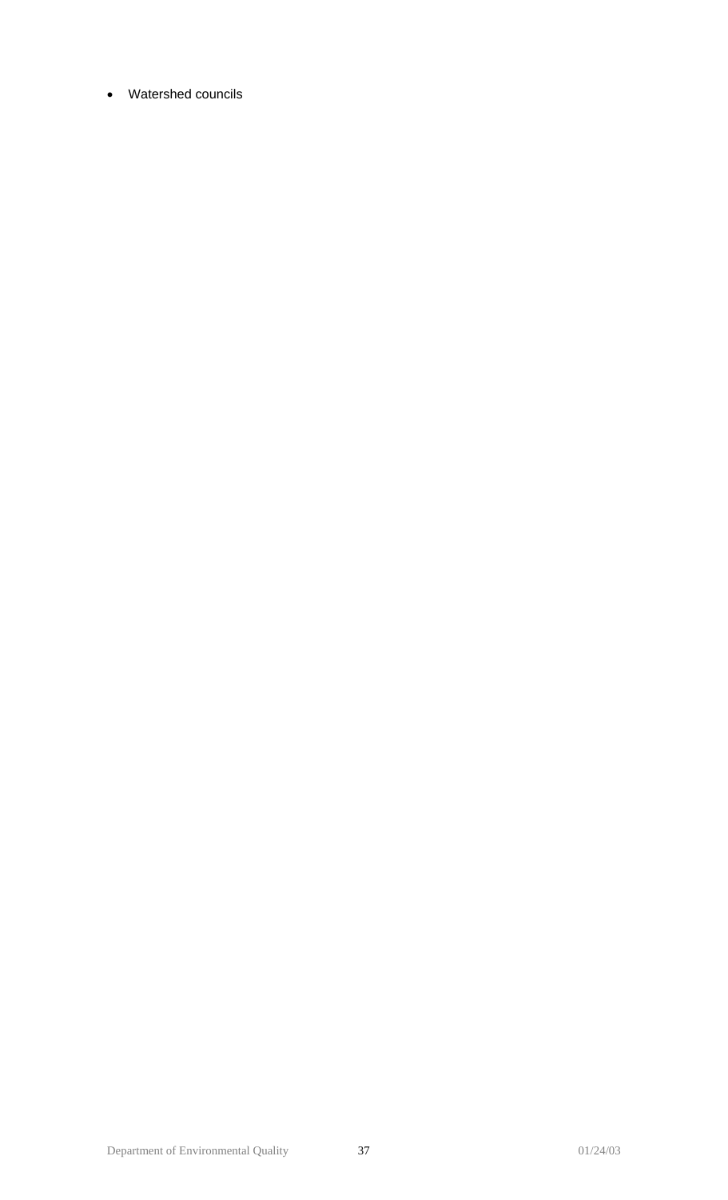- Watershed councils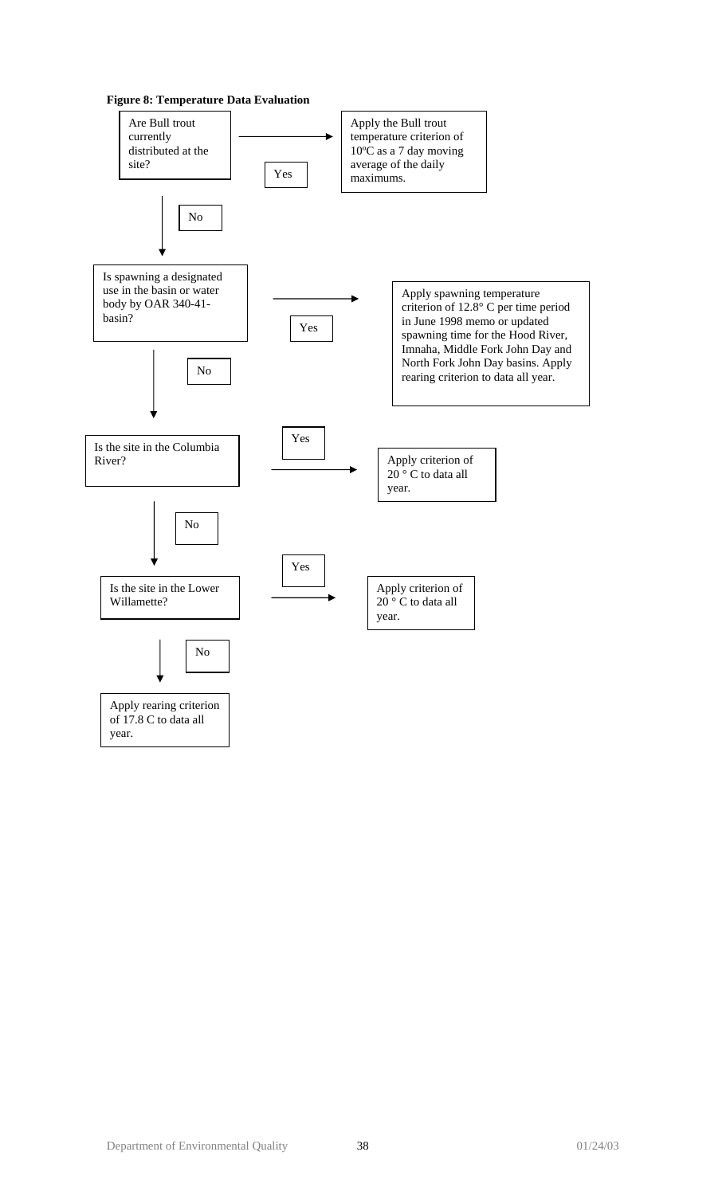**Figure 8: Temperature Data Evaluation**

Are Bull trout currently distributed at the site?

- **Yes** → Apply the Bull trout temperature criterion of 10ºC as a 7 day moving average of the daily maximums.
- **No** ↓

Is spawning a designated use in the basin or water body by OAR 340-41-basin?

- **Yes** → Apply spawning temperature criterion of 12.8° C per time period in June 1998 memo or updated spawning time for the Hood River, Imnaha, Middle Fork John Day and North Fork John Day basins. Apply rearing criterion to data all year.
- **No** ↓

Is the site in the Columbia River?

- **Yes** → Apply criterion of 20 ° C to data all year.
- **No** ↓

Is the site in the Lower Willamette?

- **Yes** → Apply criterion of 20 ° C to data all year.
- **No** ↓

Apply rearing criterion of 17.8 C to data all year.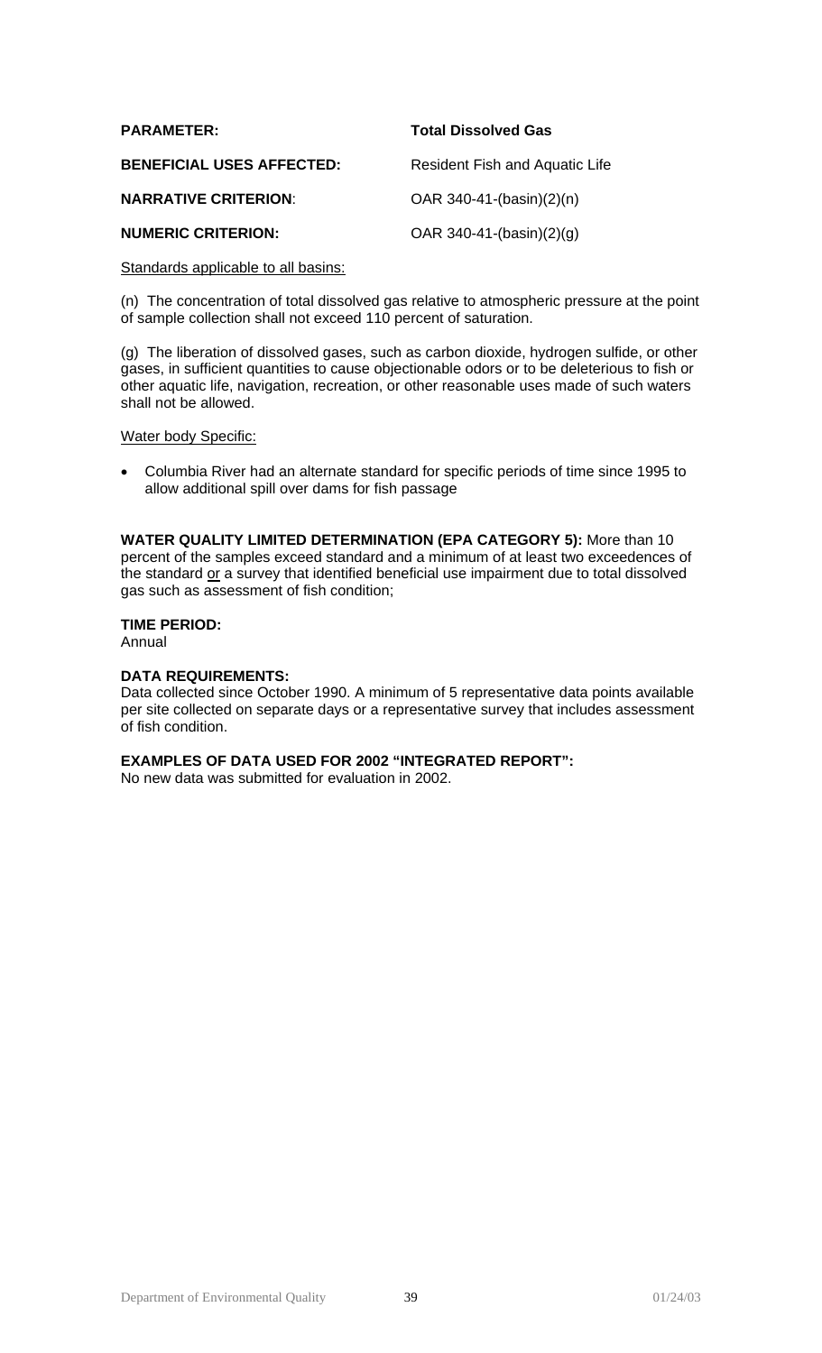**PARAMETER:** **Total Dissolved Gas**

**BENEFICIAL USES AFFECTED:** Resident Fish and Aquatic Life

**NARRATIVE CRITERION:** OAR 340-41-(basin)(2)(n)

**NUMERIC CRITERION:** OAR 340-41-(basin)(2)(g)

Standards applicable to all basins:

(n) The concentration of total dissolved gas relative to atmospheric pressure at the point of sample collection shall not exceed 110 percent of saturation.

(g) The liberation of dissolved gases, such as carbon dioxide, hydrogen sulfide, or other gases, in sufficient quantities to cause objectionable odors or to be deleterious to fish or other aquatic life, navigation, recreation, or other reasonable uses made of such waters shall not be allowed.

Water body Specific:

- Columbia River had an alternate standard for specific periods of time since 1995 to allow additional spill over dams for fish passage

**WATER QUALITY LIMITED DETERMINATION (EPA CATEGORY 5):** More than 10 percent of the samples exceed standard and a minimum of at least two exceedences of the standard or a survey that identified beneficial use impairment due to total dissolved gas such as assessment of fish condition;

**TIME PERIOD:**
Annual

**DATA REQUIREMENTS:**
Data collected since October 1990. A minimum of 5 representative data points available per site collected on separate days or a representative survey that includes assessment of fish condition.

**EXAMPLES OF DATA USED FOR 2002 "INTEGRATED REPORT":**
No new data was submitted for evaluation in 2002.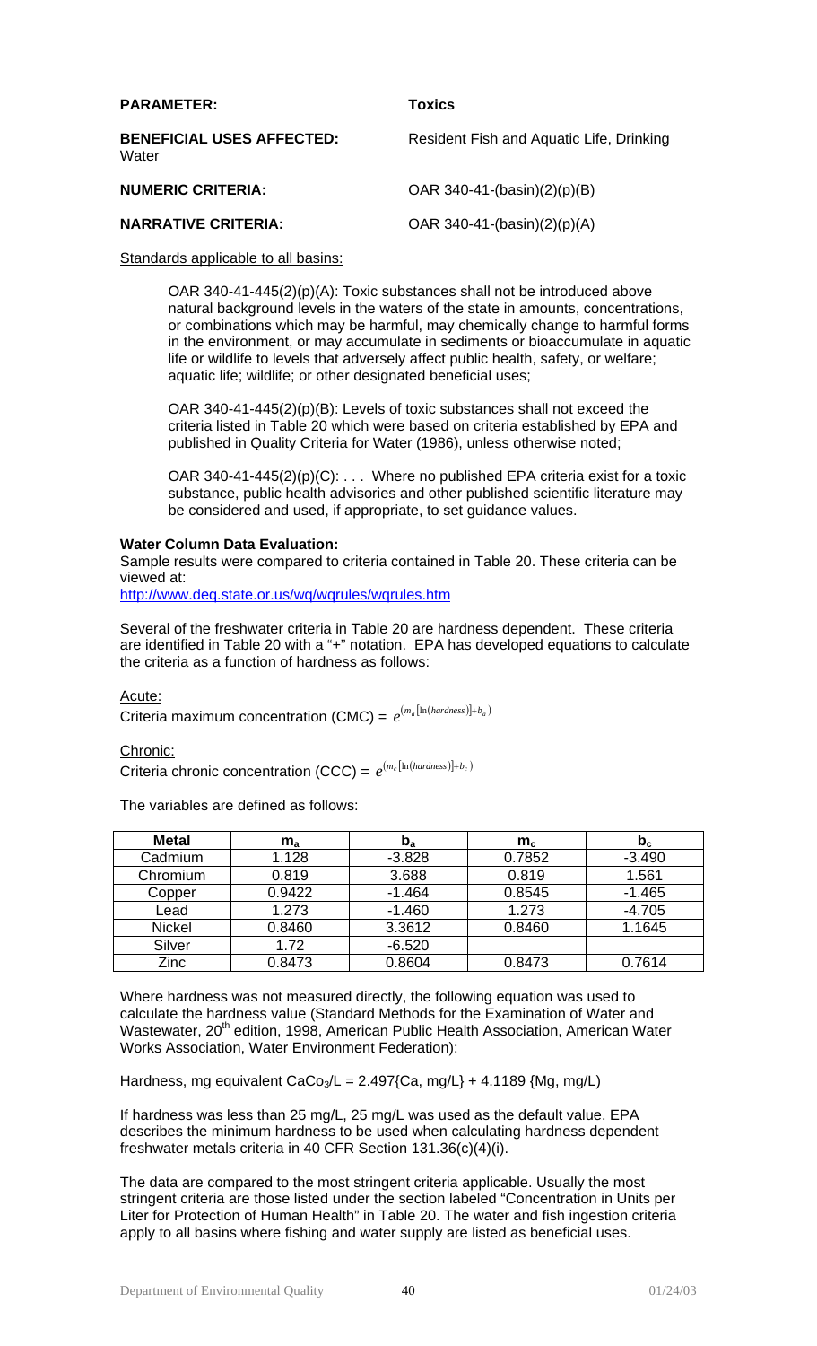**PARAMETER:** **Toxics**

**BENEFICIAL USES AFFECTED:** Resident Fish and Aquatic Life, Drinking Water

**NUMERIC CRITERIA:** OAR 340-41-(basin)(2)(p)(B)

**NARRATIVE CRITERIA:** OAR 340-41-(basin)(2)(p)(A)

Standards applicable to all basins:

> OAR 340-41-445(2)(p)(A): Toxic substances shall not be introduced above natural background levels in the waters of the state in amounts, concentrations, or combinations which may be harmful, may chemically change to harmful forms in the environment, or may accumulate in sediments or bioaccumulate in aquatic life or wildlife to levels that adversely affect public health, safety, or welfare; aquatic life; wildlife; or other designated beneficial uses;
>
> OAR 340-41-445(2)(p)(B): Levels of toxic substances shall not exceed the criteria listed in Table 20 which were based on criteria established by EPA and published in Quality Criteria for Water (1986), unless otherwise noted;
>
> OAR 340-41-445(2)(p)(C): . . . Where no published EPA criteria exist for a toxic substance, public health advisories and other published scientific literature may be considered and used, if appropriate, to set guidance values.

**Water Column Data Evaluation:**

Sample results were compared to criteria contained in Table 20. These criteria can be viewed at:
http://www.deq.state.or.us/wq/wqrules/wqrules.htm

Several of the freshwater criteria in Table 20 are hardness dependent. These criteria are identified in Table 20 with a "+" notation. EPA has developed equations to calculate the criteria as a function of hardness as follows:

Acute:
Criteria maximum concentration (CMC) = $e^{(m_a[\ln(hardness)]+b_a)}$

Chronic:
Criteria chronic concentration (CCC) = $e^{(m_c[\ln(hardness)]+b_c)}$

The variables are defined as follows:

| Metal | $m_a$ | $b_a$ | $m_c$ | $b_c$ |
|---|---|---|---|---|
| Cadmium | 1.128 | -3.828 | 0.7852 | -3.490 |
| Chromium | 0.819 | 3.688 | 0.819 | 1.561 |
| Copper | 0.9422 | -1.464 | 0.8545 | -1.465 |
| Lead | 1.273 | -1.460 | 1.273 | -4.705 |
| Nickel | 0.8460 | 3.3612 | 0.8460 | 1.1645 |
| Silver | 1.72 | -6.520 | | |
| Zinc | 0.8473 | 0.8604 | 0.8473 | 0.7614 |

Where hardness was not measured directly, the following equation was used to calculate the hardness value (Standard Methods for the Examination of Water and Wastewater, 20th edition, 1998, American Public Health Association, American Water Works Association, Water Environment Federation):

Hardness, mg equivalent $CaCo_3/L$ = 2.497{Ca, mg/L} + 4.1189 {Mg, mg/L}

If hardness was less than 25 mg/L, 25 mg/L was used as the default value. EPA describes the minimum hardness to be used when calculating hardness dependent freshwater metals criteria in 40 CFR Section 131.36(c)(4)(i).

The data are compared to the most stringent criteria applicable. Usually the most stringent criteria are those listed under the section labeled "Concentration in Units per Liter for Protection of Human Health" in Table 20. The water and fish ingestion criteria apply to all basins where fishing and water supply are listed as beneficial uses.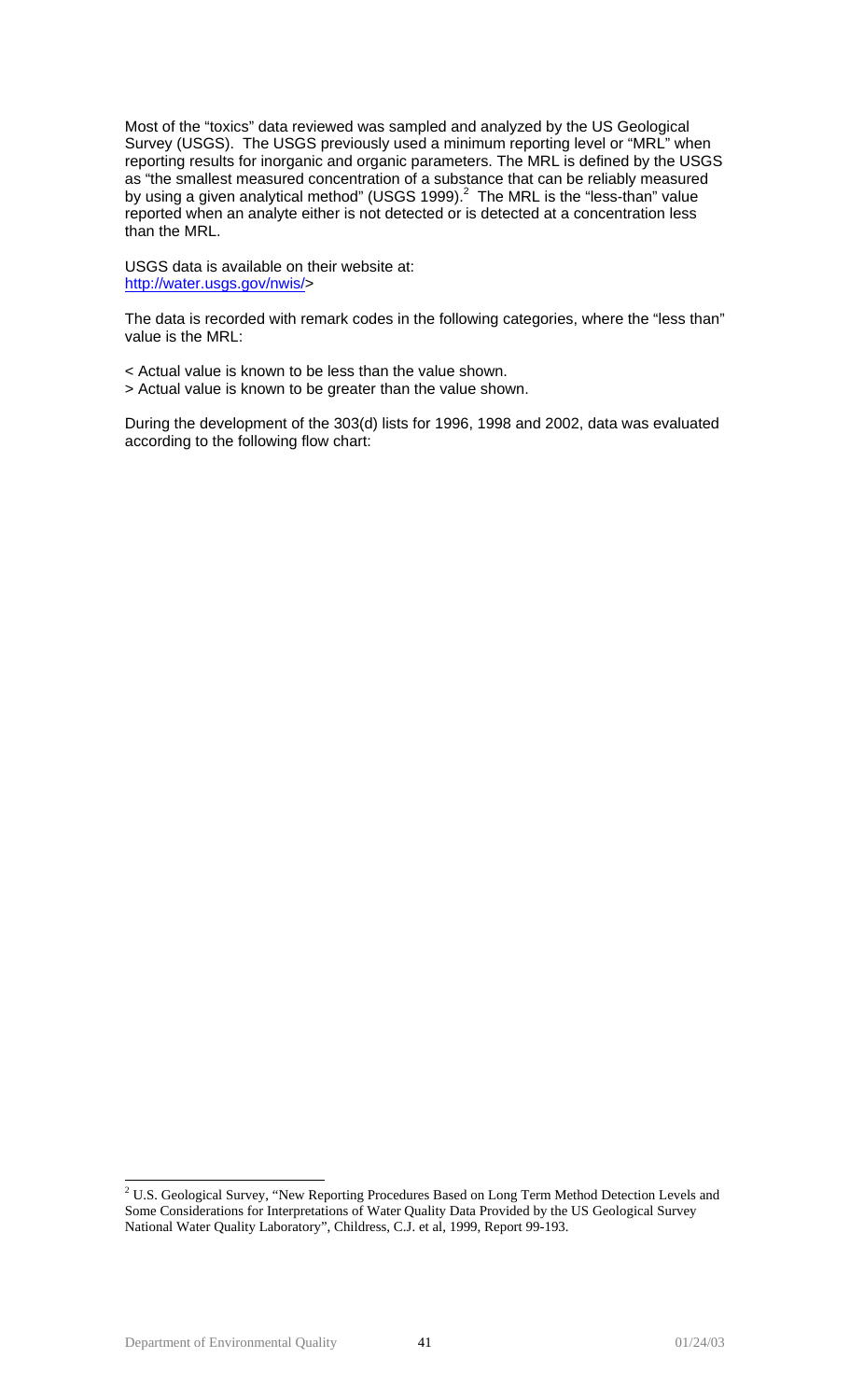Most of the "toxics" data reviewed was sampled and analyzed by the US Geological Survey (USGS). The USGS previously used a minimum reporting level or "MRL" when reporting results for inorganic and organic parameters. The MRL is defined by the USGS as "the smallest measured concentration of a substance that can be reliably measured by using a given analytical method" (USGS 1999).[2] The MRL is the "less-than" value reported when an analyte either is not detected or is detected at a concentration less than the MRL.

USGS data is available on their website at:
http://water.usgs.gov/nwis/>

The data is recorded with remark codes in the following categories, where the "less than" value is the MRL:

< Actual value is known to be less than the value shown.
> Actual value is known to be greater than the value shown.

During the development of the 303(d) lists for 1996, 1998 and 2002, data was evaluated according to the following flow chart:

[2] U.S. Geological Survey, "New Reporting Procedures Based on Long Term Method Detection Levels and Some Considerations for Interpretations of Water Quality Data Provided by the US Geological Survey National Water Quality Laboratory", Childress, C.J. et al, 1999, Report 99-193.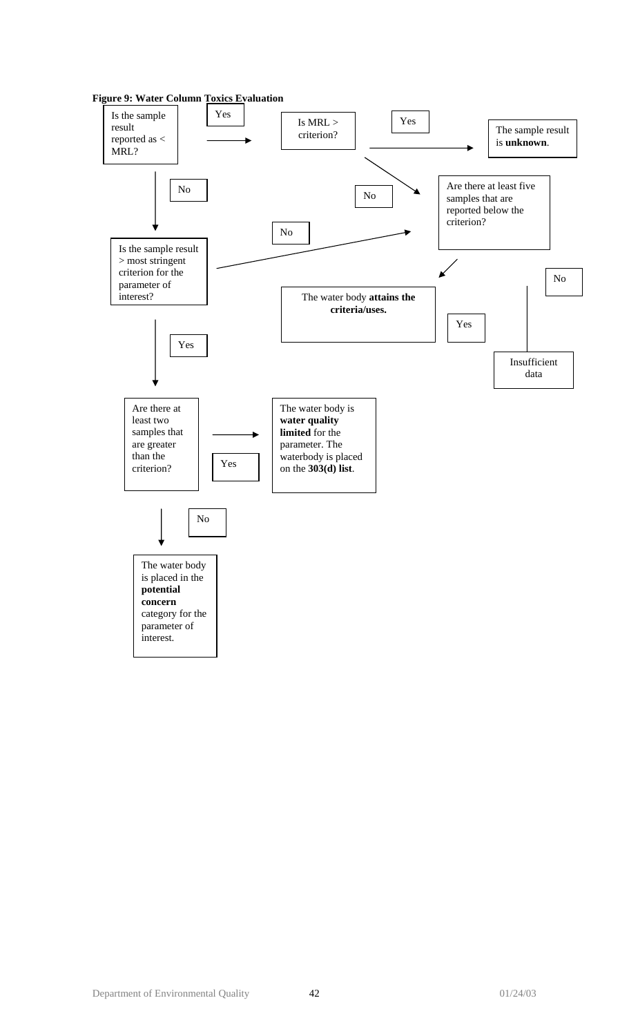**Figure 9: Water Column Toxics Evaluation**

Is the sample result reported as < MRL?

Yes

Is MRL > criterion?

Yes

The sample result is **unknown**.

No

No

Are there at least five samples that are reported below the criterion?

No

Is the sample result > most stringent criterion for the parameter of interest?

No

The water body **attains the criteria/uses.**

Yes

Yes

Insufficient data

Are there at least two samples that are greater than the criterion?

Yes

The water body is **water quality limited** for the parameter. The waterbody is placed on the **303(d) list**.

No

The water body is placed in the **potential concern** category for the parameter of interest.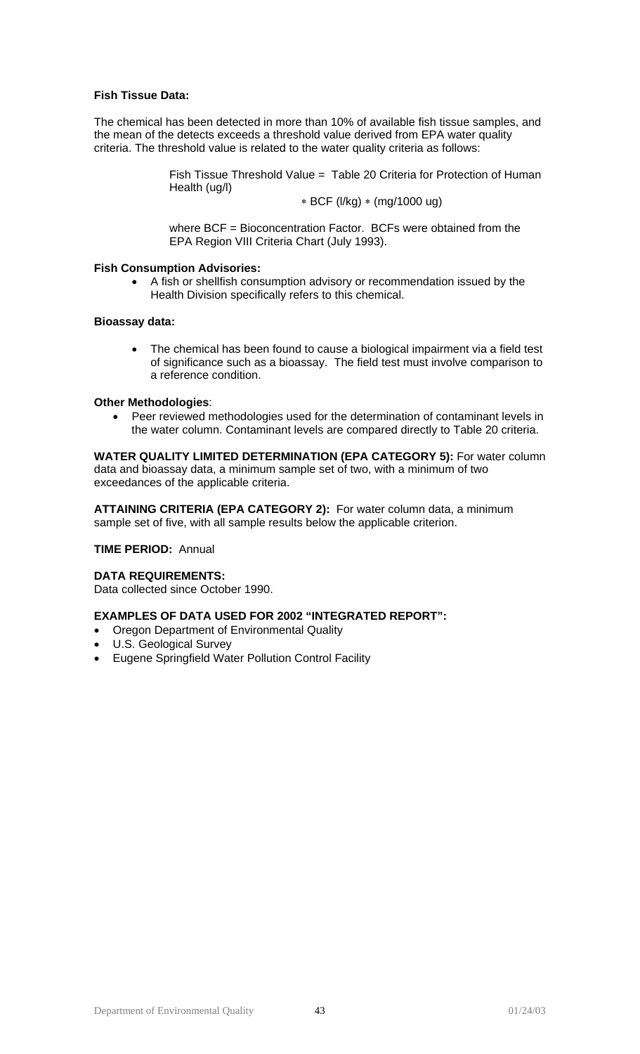**Fish Tissue Data:**

The chemical has been detected in more than 10% of available fish tissue samples, and the mean of the detects exceeds a threshold value derived from EPA water quality criteria. The threshold value is related to the water quality criteria as follows:

> Fish Tissue Threshold Value = Table 20 Criteria for Protection of Human Health (ug/l)
>
> $*$ BCF (l/kg) $*$ (mg/1000 ug)
>
> where BCF = Bioconcentration Factor. BCFs were obtained from the EPA Region VIII Criteria Chart (July 1993).

**Fish Consumption Advisories:**

- A fish or shellfish consumption advisory or recommendation issued by the Health Division specifically refers to this chemical.

**Bioassay data:**

- The chemical has been found to cause a biological impairment via a field test of significance such as a bioassay. The field test must involve comparison to a reference condition.

**Other Methodologies**:

- Peer reviewed methodologies used for the determination of contaminant levels in the water column. Contaminant levels are compared directly to Table 20 criteria.

**WATER QUALITY LIMITED DETERMINATION (EPA CATEGORY 5):** For water column data and bioassay data, a minimum sample set of two, with a minimum of two exceedances of the applicable criteria.

**ATTAINING CRITERIA (EPA CATEGORY 2):** For water column data, a minimum sample set of five, with all sample results below the applicable criterion.

**TIME PERIOD:** Annual

**DATA REQUIREMENTS:**
Data collected since October 1990.

**EXAMPLES OF DATA USED FOR 2002 "INTEGRATED REPORT":**

- Oregon Department of Environmental Quality
- U.S. Geological Survey
- Eugene Springfield Water Pollution Control Facility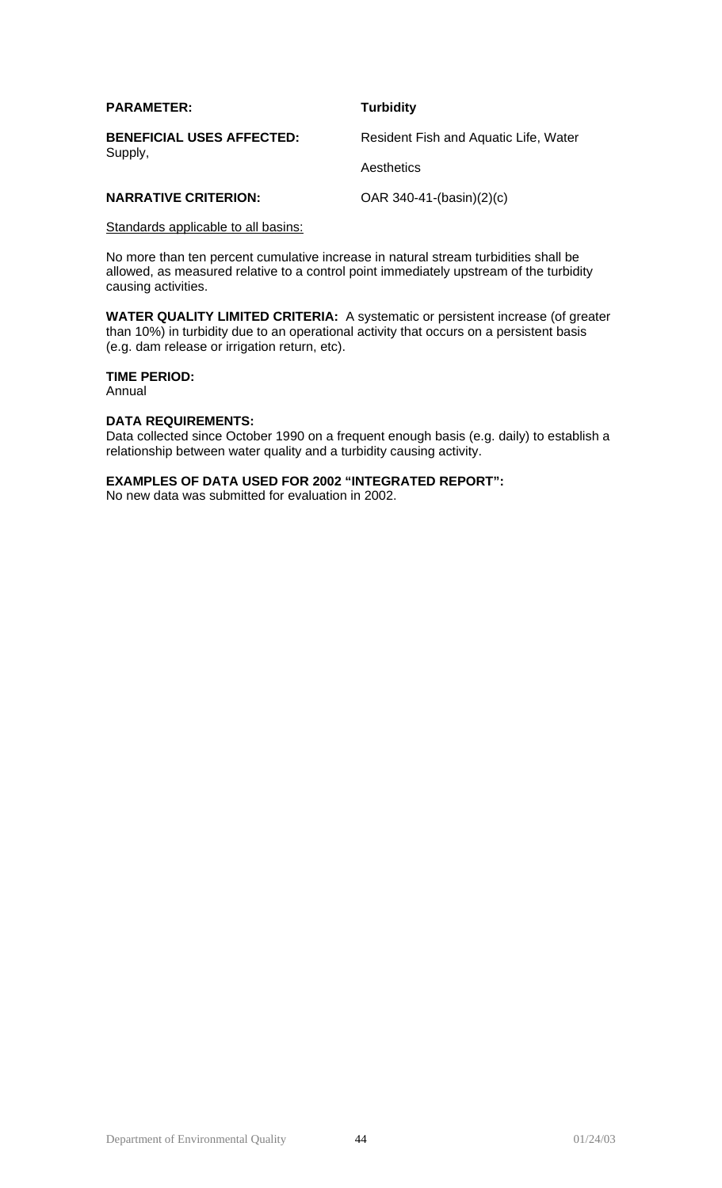**PARAMETER:** **Turbidity**

**BENEFICIAL USES AFFECTED:** Resident Fish and Aquatic Life, Water Supply, Aesthetics

**NARRATIVE CRITERION:** OAR 340-41-(basin)(2)(c)

Standards applicable to all basins:

No more than ten percent cumulative increase in natural stream turbidities shall be allowed, as measured relative to a control point immediately upstream of the turbidity causing activities.

**WATER QUALITY LIMITED CRITERIA:** A systematic or persistent increase (of greater than 10%) in turbidity due to an operational activity that occurs on a persistent basis (e.g. dam release or irrigation return, etc).

**TIME PERIOD:**
Annual

**DATA REQUIREMENTS:**
Data collected since October 1990 on a frequent enough basis (e.g. daily) to establish a relationship between water quality and a turbidity causing activity.

**EXAMPLES OF DATA USED FOR 2002 "INTEGRATED REPORT":**
No new data was submitted for evaluation in 2002.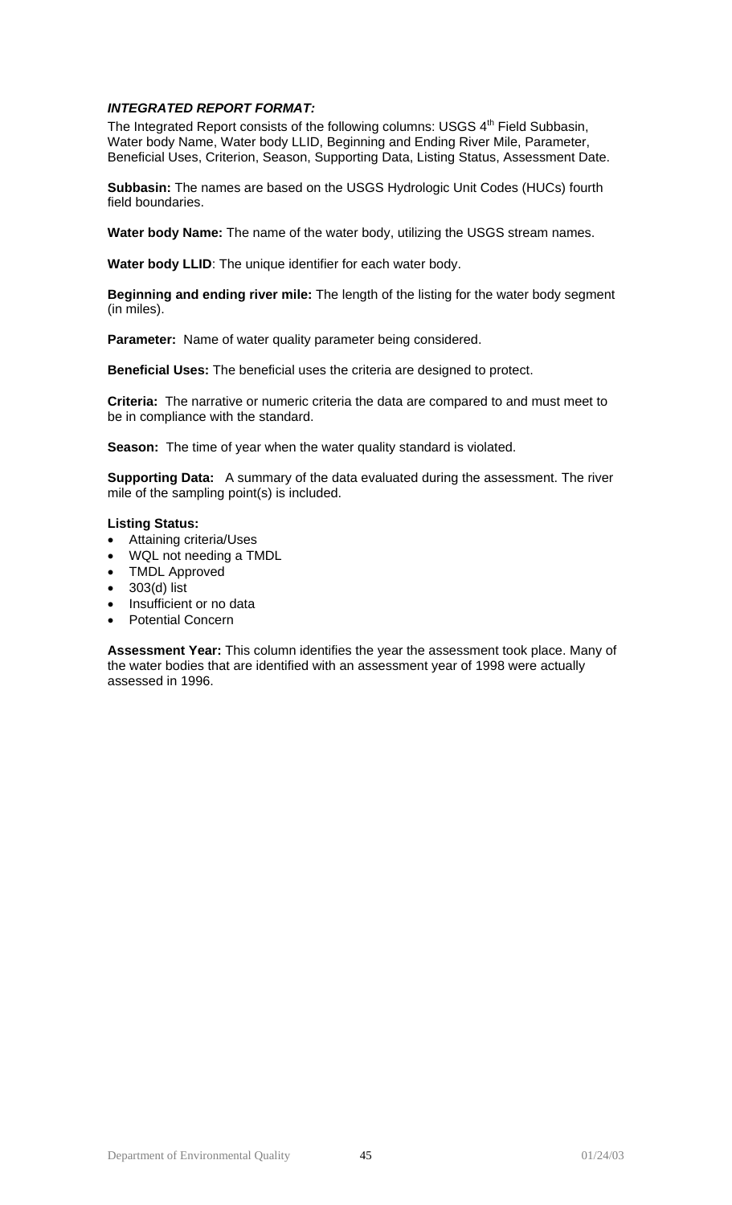***INTEGRATED REPORT FORMAT:***

The Integrated Report consists of the following columns: USGS 4th Field Subbasin, Water body Name, Water body LLID, Beginning and Ending River Mile, Parameter, Beneficial Uses, Criterion, Season, Supporting Data, Listing Status, Assessment Date.

**Subbasin:** The names are based on the USGS Hydrologic Unit Codes (HUCs) fourth field boundaries.

**Water body Name:** The name of the water body, utilizing the USGS stream names.

**Water body LLID**: The unique identifier for each water body.

**Beginning and ending river mile:** The length of the listing for the water body segment (in miles).

**Parameter:** Name of water quality parameter being considered.

**Beneficial Uses:** The beneficial uses the criteria are designed to protect.

**Criteria:** The narrative or numeric criteria the data are compared to and must meet to be in compliance with the standard.

**Season:** The time of year when the water quality standard is violated.

**Supporting Data:** A summary of the data evaluated during the assessment. The river mile of the sampling point(s) is included.

**Listing Status:**

- Attaining criteria/Uses
- WQL not needing a TMDL
- TMDL Approved
- 303(d) list
- Insufficient or no data
- Potential Concern

**Assessment Year:** This column identifies the year the assessment took place. Many of the water bodies that are identified with an assessment year of 1998 were actually assessed in 1996.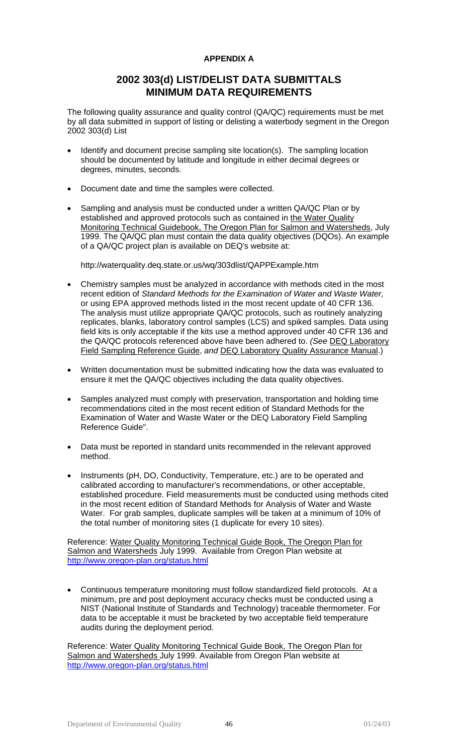**APPENDIX A**

# 2002 303(d) LIST/DELIST DATA SUBMITTALS MINIMUM DATA REQUIREMENTS

The following quality assurance and quality control (QA/QC) requirements must be met by all data submitted in support of listing or delisting a waterbody segment in the Oregon 2002 303(d) List

- Identify and document precise sampling site location(s). The sampling location should be documented by latitude and longitude in either decimal degrees or degrees, minutes, seconds.
- Document date and time the samples were collected.
- Sampling and analysis must be conducted under a written QA/QC Plan or by established and approved protocols such as contained in the Water Quality Monitoring Technical Guidebook, The Oregon Plan for Salmon and Watersheds, July 1999. The QA/QC plan must contain the data quality objectives (DQOs). An example of a QA/QC project plan is available on DEQ's website at:

  http://waterquality.deq.state.or.us/wq/303dlist/QAPPExample.htm

- Chemistry samples must be analyzed in accordance with methods cited in the most recent edition of *Standard Methods for the Examination of Water and Waste Water,* or using EPA approved methods listed in the most recent update of 40 CFR 136. The analysis must utilize appropriate QA/QC protocols, such as routinely analyzing replicates, blanks, laboratory control samples (LCS) and spiked samples. Data using field kits is only acceptable if the kits use a method approved under 40 CFR 136 and the QA/QC protocols referenced above have been adhered to. *(See* DEQ Laboratory Field Sampling Reference Guide, *and* DEQ Laboratory Quality Assurance Manual.)
- Written documentation must be submitted indicating how the data was evaluated to ensure it met the QA/QC objectives including the data quality objectives.
- Samples analyzed must comply with preservation, transportation and holding time recommendations cited in the most recent edition of Standard Methods for the Examination of Water and Waste Water or the DEQ Laboratory Field Sampling Reference Guide".
- Data must be reported in standard units recommended in the relevant approved method.
- Instruments (pH, DO, Conductivity, Temperature, etc.) are to be operated and calibrated according to manufacturer's recommendations, or other acceptable, established procedure. Field measurements must be conducted using methods cited in the most recent edition of Standard Methods for Analysis of Water and Waste Water. For grab samples, duplicate samples will be taken at a minimum of 10% of the total number of monitoring sites (1 duplicate for every 10 sites).

Reference: Water Quality Monitoring Technical Guide Book, The Oregon Plan for Salmon and Watersheds July 1999. Available from Oregon Plan website at http://www.oregon-plan.org/status.html

- Continuous temperature monitoring must follow standardized field protocols. At a minimum, pre and post deployment accuracy checks must be conducted using a NIST (National Institute of Standards and Technology) traceable thermometer. For data to be acceptable it must be bracketed by two acceptable field temperature audits during the deployment period.

Reference: Water Quality Monitoring Technical Guide Book, The Oregon Plan for Salmon and Watersheds July 1999. Available from Oregon Plan website at http://www.oregon-plan.org/status.html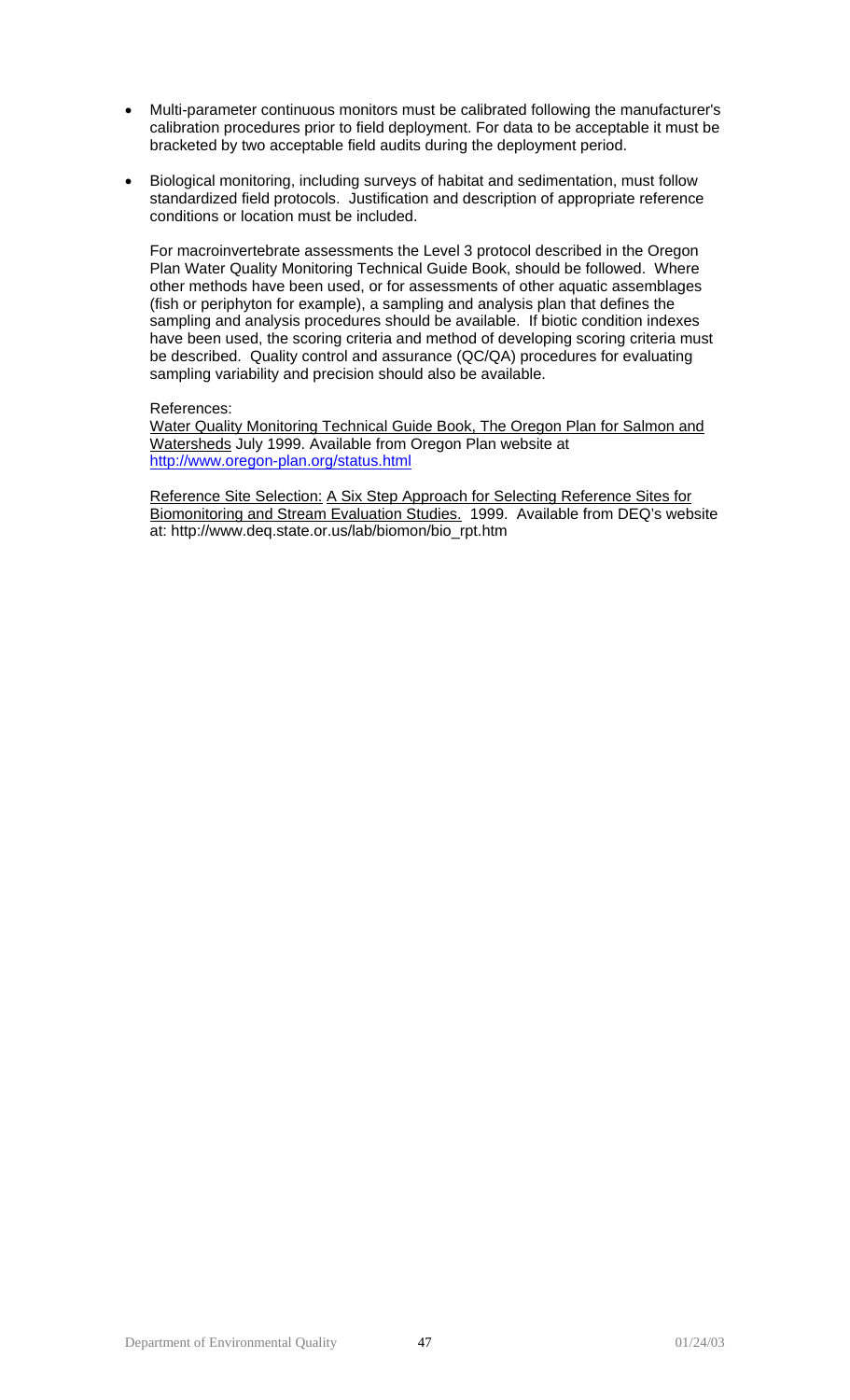- Multi-parameter continuous monitors must be calibrated following the manufacturer's calibration procedures prior to field deployment. For data to be acceptable it must be bracketed by two acceptable field audits during the deployment period.

- Biological monitoring, including surveys of habitat and sedimentation, must follow standardized field protocols. Justification and description of appropriate reference conditions or location must be included.

  For macroinvertebrate assessments the Level 3 protocol described in the Oregon Plan Water Quality Monitoring Technical Guide Book, should be followed. Where other methods have been used, or for assessments of other aquatic assemblages (fish or periphyton for example), a sampling and analysis plan that defines the sampling and analysis procedures should be available. If biotic condition indexes have been used, the scoring criteria and method of developing scoring criteria must be described. Quality control and assurance (QC/QA) procedures for evaluating sampling variability and precision should also be available.

  References:
  Water Quality Monitoring Technical Guide Book, The Oregon Plan for Salmon and Watersheds July 1999. Available from Oregon Plan website at http://www.oregon-plan.org/status.html

  Reference Site Selection: A Six Step Approach for Selecting Reference Sites for Biomonitoring and Stream Evaluation Studies. 1999. Available from DEQ's website at: http://www.deq.state.or.us/lab/biomon/bio_rpt.htm